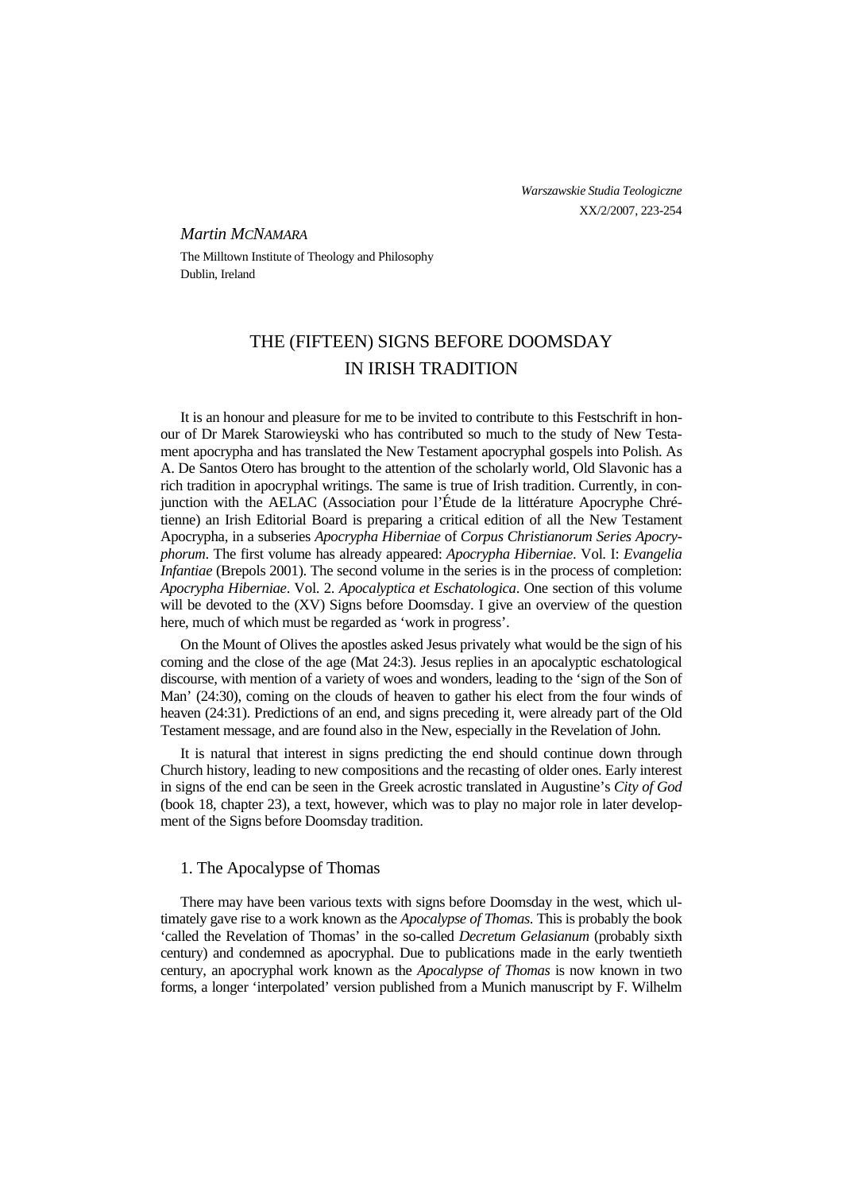Martin McNamara

The Milltown Institute of Theology and Philosophy
Dublin, Ireland

# THE (FIFTEEN) SIGNS BEFORE DOOMSDAY IN IRISH TRADITION

It is an honour and pleasure for me to be invited to contribute to this Festschrift in honour of Dr Marek Starowieyski who has contributed so much to the study of New Testament apocrypha and has translated the New Testament apocryphal gospels into Polish. As A. De Santos Otero has brought to the attention of the scholarly world, Old Slavonic has a rich tradition in apocryphal writings. The same is true of Irish tradition. Currently, in conjunction with the AELAC (Association pour l'Étude de la littérature Apocryphe Chrétienne) an Irish Editorial Board is preparing a critical edition of all the New Testament Apocrypha, in a subseries *Apocrypha Hiberniae* of *Corpus Christianorum Series Apocryphorum*. The first volume has already appeared: *Apocrypha Hiberniae*. Vol. I: *Evangelia Infantiae* (Brepols 2001). The second volume in the series is in the process of completion: *Apocrypha Hiberniae*. Vol. 2. *Apocalyptica et Eschatologica*. One section of this volume will be devoted to the (XV) Signs before Doomsday. I give an overview of the question here, much of which must be regarded as 'work in progress'.

On the Mount of Olives the apostles asked Jesus privately what would be the sign of his coming and the close of the age (Mat 24:3). Jesus replies in an apocalyptic eschatological discourse, with mention of a variety of woes and wonders, leading to the 'sign of the Son of Man' (24:30), coming on the clouds of heaven to gather his elect from the four winds of heaven (24:31). Predictions of an end, and signs preceding it, were already part of the Old Testament message, and are found also in the New, especially in the Revelation of John.

It is natural that interest in signs predicting the end should continue down through Church history, leading to new compositions and the recasting of older ones. Early interest in signs of the end can be seen in the Greek acrostic translated in Augustine's *City of God* (book 18, chapter 23), a text, however, which was to play no major role in later development of the Signs before Doomsday tradition.

## 1. The Apocalypse of Thomas

There may have been various texts with signs before Doomsday in the west, which ultimately gave rise to a work known as the *Apocalypse of Thomas*. This is probably the book 'called the Revelation of Thomas' in the so-called *Decretum Gelasianum* (probably sixth century) and condemned as apocryphal. Due to publications made in the early twentieth century, an apocryphal work known as the *Apocalypse of Thomas* is now known in two forms, a longer 'interpolated' version published from a Munich manuscript by F. Wilhelm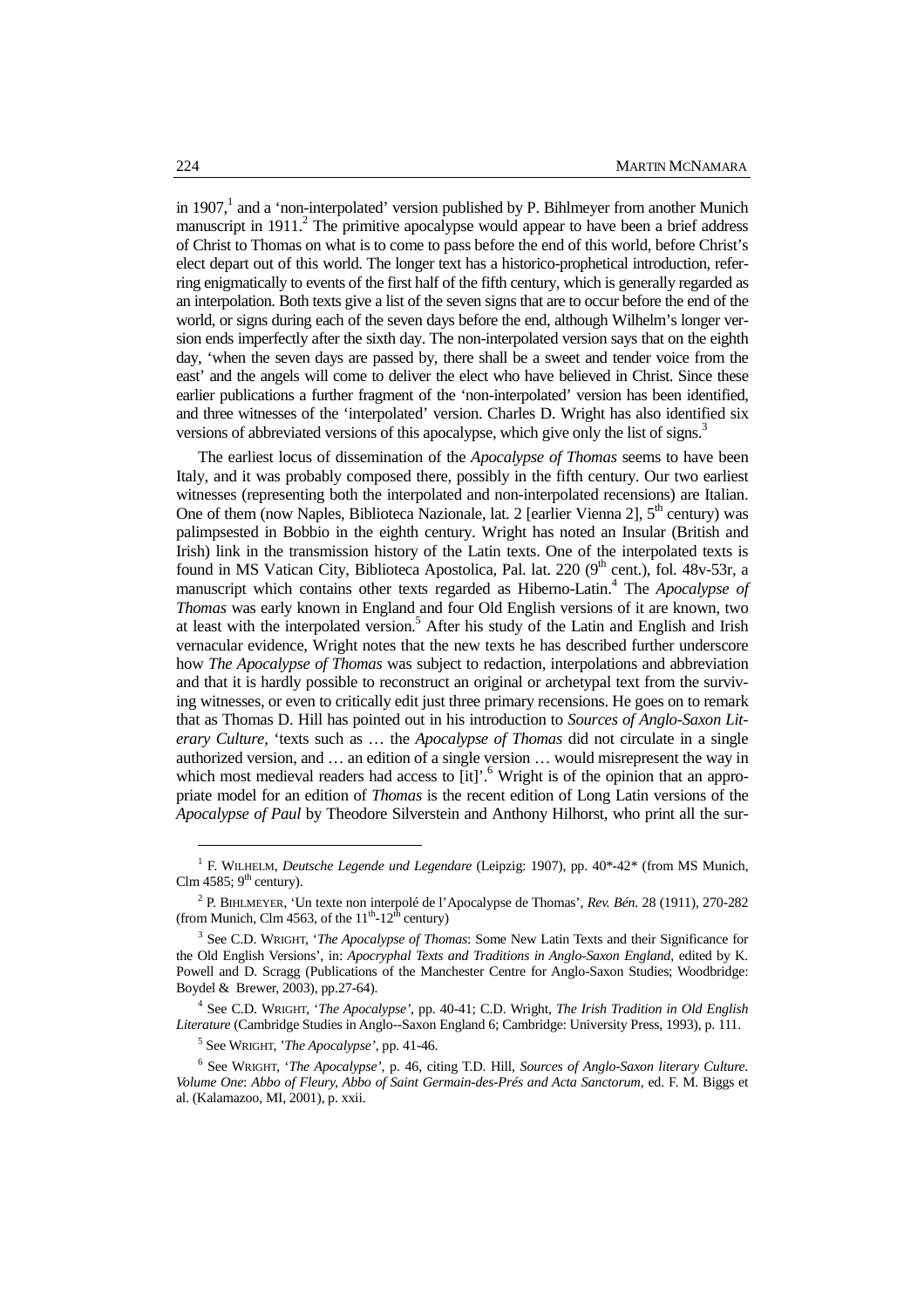in 1907,[1] and a 'non-interpolated' version published by P. Bihlmeyer from another Munich manuscript in 1911.[2] The primitive apocalypse would appear to have been a brief address of Christ to Thomas on what is to come to pass before the end of this world, before Christ's elect depart out of this world. The longer text has a historico-prophetical introduction, referring enigmatically to events of the first half of the fifth century, which is generally regarded as an interpolation. Both texts give a list of the seven signs that are to occur before the end of the world, or signs during each of the seven days before the end, although Wilhelm's longer version ends imperfectly after the sixth day. The non-interpolated version says that on the eighth day, 'when the seven days are passed by, there shall be a sweet and tender voice from the east' and the angels will come to deliver the elect who have believed in Christ. Since these earlier publications a further fragment of the 'non-interpolated' version has been identified, and three witnesses of the 'interpolated' version. Charles D. Wright has also identified six versions of abbreviated versions of this apocalypse, which give only the list of signs.[3]

The earliest locus of dissemination of the *Apocalypse of Thomas* seems to have been Italy, and it was probably composed there, possibly in the fifth century. Our two earliest witnesses (representing both the interpolated and non-interpolated recensions) are Italian. One of them (now Naples, Biblioteca Nazionale, lat. 2 [earlier Vienna 2], 5th century) was palimpsested in Bobbio in the eighth century. Wright has noted an Insular (British and Irish) link in the transmission history of the Latin texts. One of the interpolated texts is found in MS Vatican City, Biblioteca Apostolica, Pal. lat. 220 (9th cent.), fol. 48v-53r, a manuscript which contains other texts regarded as Hiberno-Latin.[4] The *Apocalypse of Thomas* was early known in England and four Old English versions of it are known, two at least with the interpolated version.[5] After his study of the Latin and English and Irish vernacular evidence, Wright notes that the new texts he has described further underscore how *The Apocalypse of Thomas* was subject to redaction, interpolations and abbreviation and that it is hardly possible to reconstruct an original or archetypal text from the surviving witnesses, or even to critically edit just three primary recensions. He goes on to remark that as Thomas D. Hill has pointed out in his introduction to *Sources of Anglo-Saxon Literary Culture*, 'texts such as … the *Apocalypse of Thomas* did not circulate in a single authorized version, and … an edition of a single version … would misrepresent the way in which most medieval readers had access to [it]'.[6] Wright is of the opinion that an appropriate model for an edition of *Thomas* is the recent edition of Long Latin versions of the *Apocalypse of Paul* by Theodore Silverstein and Anthony Hilhorst, who print all the sur-

---

[1] F. Wilhelm, *Deutsche Legende und Legendare* (Leipzig: 1907), pp. 40\*-42\* (from MS Munich, Clm 4585; 9th century).

[2] P. Bihlmeyer, 'Un texte non interpolé de l'Apocalypse de Thomas', *Rev. Bén.* 28 (1911), 270-282 (from Munich, Clm 4563, of the 11th-12th century)

[3] See C.D. Wright, '*The Apocalypse of Thomas*: Some New Latin Texts and their Significance for the Old English Versions', in: *Apocryphal Texts and Traditions in Anglo-Saxon England*, edited by K. Powell and D. Scragg (Publications of the Manchester Centre for Anglo-Saxon Studies; Woodbridge: Boydel & Brewer, 2003), pp.27-64).

[4] See C.D. Wright, '*The Apocalypse*', pp. 40-41; C.D. Wright, *The Irish Tradition in Old English Literature* (Cambridge Studies in Anglo--Saxon England 6; Cambridge: University Press, 1993), p. 111.

[5] See Wright, '*The Apocalypse*', pp. 41-46.

[6] See Wright, '*The Apocalypse*', p. 46, citing T.D. Hill, *Sources of Anglo-Saxon literary Culture. Volume One*: *Abbo of Fleury, Abbo of Saint Germain-des-Prés and Acta Sanctorum*, ed. F. M. Biggs et al. (Kalamazoo, MI, 2001), p. xxii.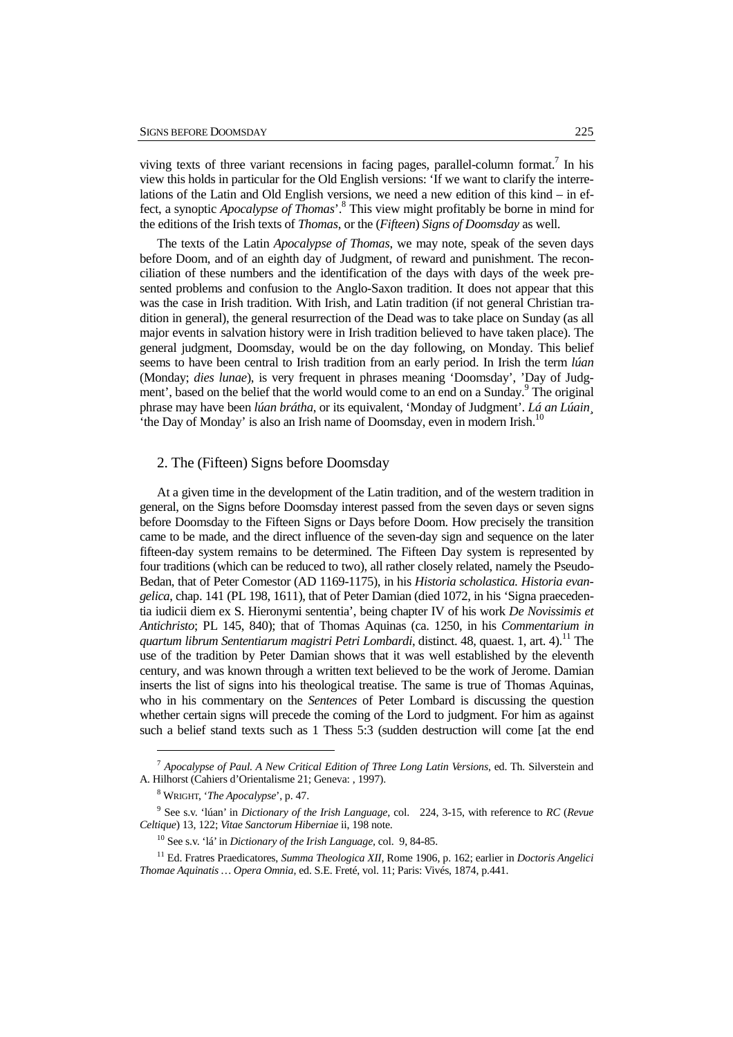viving texts of three variant recensions in facing pages, parallel-column format.[7] In his view this holds in particular for the Old English versions: 'If we want to clarify the interrelations of the Latin and Old English versions, we need a new edition of this kind – in effect, a synoptic *Apocalypse of Thomas*'.[8] This view might profitably be borne in mind for the editions of the Irish texts of *Thomas*, or the (*Fifteen*) *Signs of Doomsday* as well.

The texts of the Latin *Apocalypse of Thomas*, we may note, speak of the seven days before Doom, and of an eighth day of Judgment, of reward and punishment. The reconciliation of these numbers and the identification of the days with days of the week presented problems and confusion to the Anglo-Saxon tradition. It does not appear that this was the case in Irish tradition. With Irish, and Latin tradition (if not general Christian tradition in general), the general resurrection of the Dead was to take place on Sunday (as all major events in salvation history were in Irish tradition believed to have taken place). The general judgment, Doomsday, would be on the day following, on Monday. This belief seems to have been central to Irish tradition from an early period. In Irish the term *lúan* (Monday; *dies lunae*), is very frequent in phrases meaning 'Doomsday', 'Day of Judgment', based on the belief that the world would come to an end on a Sunday.[9] The original phrase may have been *lúan brátha*, or its equivalent, 'Monday of Judgment'. *Lá an Lúain*¸ 'the Day of Monday' is also an Irish name of Doomsday, even in modern Irish.[10]

## 2. The (Fifteen) Signs before Doomsday

At a given time in the development of the Latin tradition, and of the western tradition in general, on the Signs before Doomsday interest passed from the seven days or seven signs before Doomsday to the Fifteen Signs or Days before Doom. How precisely the transition came to be made, and the direct influence of the seven-day sign and sequence on the later fifteen-day system remains to be determined. The Fifteen Day system is represented by four traditions (which can be reduced to two), all rather closely related, namely the Pseudo-Bedan, that of Peter Comestor (AD 1169-1175), in his *Historia scholastica. Historia evangelica*, chap. 141 (PL 198, 1611), that of Peter Damian (died 1072, in his 'Signa praecedentia iudicii diem ex S. Hieronymi sententia', being chapter IV of his work *De Novissimis et Antichristo*; PL 145, 840); that of Thomas Aquinas (ca. 1250, in his *Commentarium in quartum librum Sententiarum magistri Petri Lombardi*, distinct. 48, quaest. 1, art. 4).[11] The use of the tradition by Peter Damian shows that it was well established by the eleventh century, and was known through a written text believed to be the work of Jerome. Damian inserts the list of signs into his theological treatise. The same is true of Thomas Aquinas, who in his commentary on the *Sentences* of Peter Lombard is discussing the question whether certain signs will precede the coming of the Lord to judgment. For him as against such a belief stand texts such as 1 Thess 5:3 (sudden destruction will come [at the end

---

[7] *Apocalypse of Paul. A New Critical Edition of Three Long Latin Versions*, ed. Th. Silverstein and A. Hilhorst (Cahiers d'Orientalisme 21; Geneva: , 1997).

[8] WRIGHT, '*The Apocalypse*', p. 47.

[9] See s.v. 'lúan' in *Dictionary of the Irish Language*, col. 224, 3-15, with reference to *RC* (*Revue Celtique*) 13, 122; *Vitae Sanctorum Hiberniae* ii, 198 note.

[10] See s.v. 'lá' in *Dictionary of the Irish Language*, col. 9, 84-85.

[11] Ed. Fratres Praedicatores, *Summa Theologica XII*, Rome 1906, p. 162; earlier in *Doctoris Angelici Thomae Aquinatis … Opera Omnia*, ed. S.E. Freté, vol. 11; Paris: Vivés, 1874, p.441.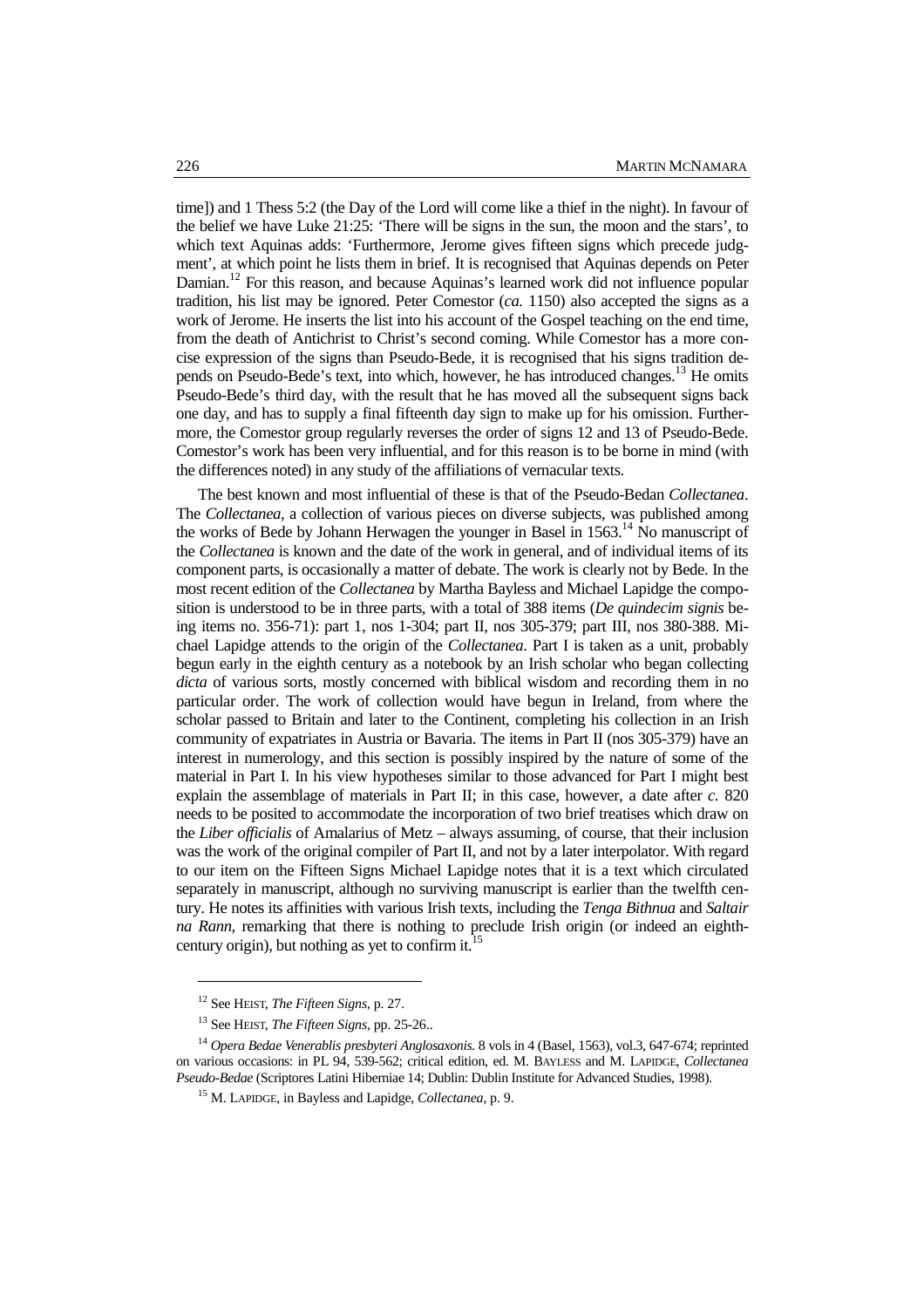time]) and 1 Thess 5:2 (the Day of the Lord will come like a thief in the night). In favour of the belief we have Luke 21:25: 'There will be signs in the sun, the moon and the stars', to which text Aquinas adds: 'Furthermore, Jerome gives fifteen signs which precede judgment', at which point he lists them in brief. It is recognised that Aquinas depends on Peter Damian.[12] For this reason, and because Aquinas's learned work did not influence popular tradition, his list may be ignored. Peter Comestor (*ca.* 1150) also accepted the signs as a work of Jerome. He inserts the list into his account of the Gospel teaching on the end time, from the death of Antichrist to Christ's second coming. While Comestor has a more concise expression of the signs than Pseudo-Bede, it is recognised that his signs tradition depends on Pseudo-Bede's text, into which, however, he has introduced changes.[13] He omits Pseudo-Bede's third day, with the result that he has moved all the subsequent signs back one day, and has to supply a final fifteenth day sign to make up for his omission. Furthermore, the Comestor group regularly reverses the order of signs 12 and 13 of Pseudo-Bede. Comestor's work has been very influential, and for this reason is to be borne in mind (with the differences noted) in any study of the affiliations of vernacular texts.

The best known and most influential of these is that of the Pseudo-Bedan *Collectanea*. The *Collectanea*, a collection of various pieces on diverse subjects, was published among the works of Bede by Johann Herwagen the younger in Basel in 1563.[14] No manuscript of the *Collectanea* is known and the date of the work in general, and of individual items of its component parts, is occasionally a matter of debate. The work is clearly not by Bede. In the most recent edition of the *Collectanea* by Martha Bayless and Michael Lapidge the composition is understood to be in three parts, with a total of 388 items (*De quindecim signis* being items no. 356-71): part 1, nos 1-304; part II, nos 305-379; part III, nos 380-388. Michael Lapidge attends to the origin of the *Collectanea*. Part I is taken as a unit, probably begun early in the eighth century as a notebook by an Irish scholar who began collecting *dicta* of various sorts, mostly concerned with biblical wisdom and recording them in no particular order. The work of collection would have begun in Ireland, from where the scholar passed to Britain and later to the Continent, completing his collection in an Irish community of expatriates in Austria or Bavaria. The items in Part II (nos 305-379) have an interest in numerology, and this section is possibly inspired by the nature of some of the material in Part I. In his view hypotheses similar to those advanced for Part I might best explain the assemblage of materials in Part II; in this case, however, a date after *c.* 820 needs to be posited to accommodate the incorporation of two brief treatises which draw on the *Liber officialis* of Amalarius of Metz – always assuming, of course, that their inclusion was the work of the original compiler of Part II, and not by a later interpolator. With regard to our item on the Fifteen Signs Michael Lapidge notes that it is a text which circulated separately in manuscript, although no surviving manuscript is earlier than the twelfth century. He notes its affinities with various Irish texts, including the *Tenga Bithnua* and *Saltair na Rann,* remarking that there is nothing to preclude Irish origin (or indeed an eighth-century origin), but nothing as yet to confirm it.[15]

---

[12] See HEIST, *The Fifteen Signs*, p. 27.

[13] See HEIST, *The Fifteen Signs*, pp. 25-26..

[14] *Opera Bedae Venerablis presbyteri Anglosaxonis.* 8 vols in 4 (Basel, 1563), vol.3, 647-674; reprinted on various occasions: in PL 94, 539-562; critical edition, ed. M. BAYLESS and M. LAPIDGE, *Collectanea Pseudo-Bedae* (Scriptores Latini Hiberniae 14; Dublin: Dublin Institute for Advanced Studies, 1998).

[15] M. LAPIDGE, in Bayless and Lapidge, *Collectanea*, p. 9.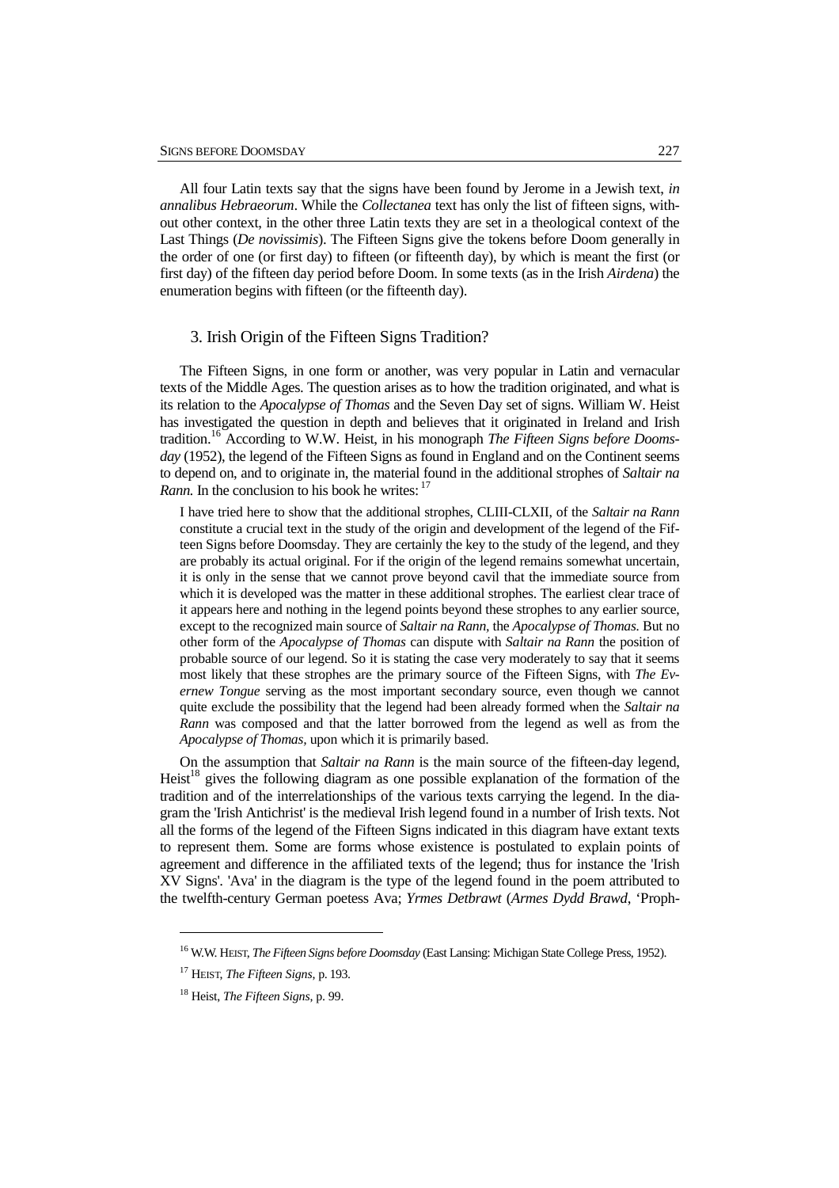All four Latin texts say that the signs have been found by Jerome in a Jewish text, *in annalibus Hebraeorum*. While the *Collectanea* text has only the list of fifteen signs, without other context, in the other three Latin texts they are set in a theological context of the Last Things (*De novissimis*). The Fifteen Signs give the tokens before Doom generally in the order of one (or first day) to fifteen (or fifteenth day), by which is meant the first (or first day) of the fifteen day period before Doom. In some texts (as in the Irish *Airdena*) the enumeration begins with fifteen (or the fifteenth day).

## 3. Irish Origin of the Fifteen Signs Tradition?

The Fifteen Signs, in one form or another, was very popular in Latin and vernacular texts of the Middle Ages. The question arises as to how the tradition originated, and what is its relation to the *Apocalypse of Thomas* and the Seven Day set of signs. William W. Heist has investigated the question in depth and believes that it originated in Ireland and Irish tradition.[16] According to W.W. Heist, in his monograph *The Fifteen Signs before Doomsday* (1952), the legend of the Fifteen Signs as found in England and on the Continent seems to depend on, and to originate in, the material found in the additional strophes of *Saltair na Rann.* In the conclusion to his book he writes:[17]

> I have tried here to show that the additional strophes, CLIII-CLXII, of the *Saltair na Rann* constitute a crucial text in the study of the origin and development of the legend of the Fifteen Signs before Doomsday. They are certainly the key to the study of the legend, and they are probably its actual original. For if the origin of the legend remains somewhat uncertain, it is only in the sense that we cannot prove beyond cavil that the immediate source from which it is developed was the matter in these additional strophes. The earliest clear trace of it appears here and nothing in the legend points beyond these strophes to any earlier source, except to the recognized main source of *Saltair na Rann*, the *Apocalypse of Thomas.* But no other form of the *Apocalypse of Thomas* can dispute with *Saltair na Rann* the position of probable source of our legend. So it is stating the case very moderately to say that it seems most likely that these strophes are the primary source of the Fifteen Signs, with *The Evernew Tongue* serving as the most important secondary source, even though we cannot quite exclude the possibility that the legend had been already formed when the *Saltair na Rann* was composed and that the latter borrowed from the legend as well as from the *Apocalypse of Thomas*, upon which it is primarily based.

On the assumption that *Saltair na Rann* is the main source of the fifteen-day legend, Heist[18] gives the following diagram as one possible explanation of the formation of the tradition and of the interrelationships of the various texts carrying the legend. In the diagram the 'Irish Antichrist' is the medieval Irish legend found in a number of Irish texts. Not all the forms of the legend of the Fifteen Signs indicated in this diagram have extant texts to represent them. Some are forms whose existence is postulated to explain points of agreement and difference in the affiliated texts of the legend; thus for instance the 'Irish XV Signs'. 'Ava' in the diagram is the type of the legend found in the poem attributed to the twelfth-century German poetess Ava; *Yrmes Detbrawt* (*Armes Dydd Brawd*, 'Proph-

---

[16] W.W. HEIST, *The Fifteen Signs before Doomsday* (East Lansing: Michigan State College Press, 1952).

[17] HEIST, *The Fifteen Signs*, p. 193.

[18] Heist, *The Fifteen Signs*, p. 99.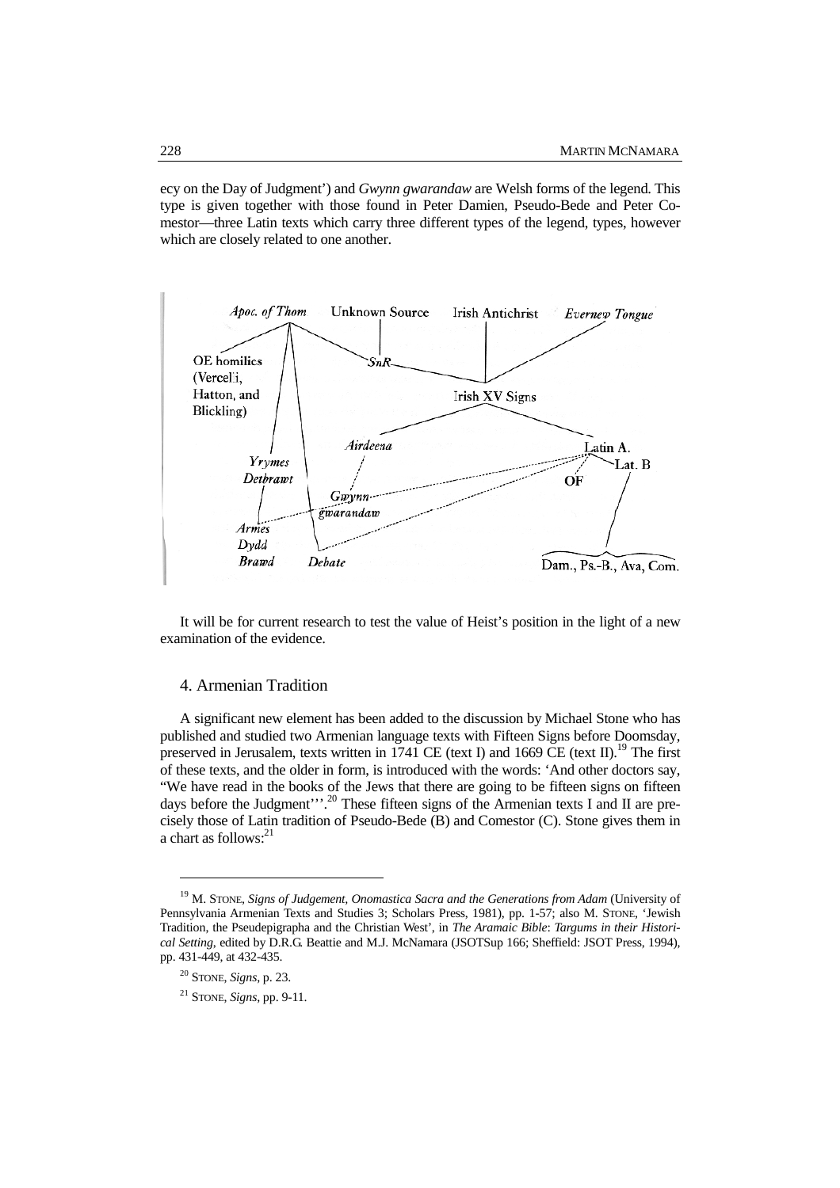ecy on the Day of Judgment') and *Gwynn gwarandaw* are Welsh forms of the legend. This type is given together with those found in Peter Damien, Pseudo-Bede and Peter Comestor—three Latin texts which carry three different types of the legend, types, however which are closely related to one another.

It will be for current research to test the value of Heist's position in the light of a new examination of the evidence.

## 4. Armenian Tradition

A significant new element has been added to the discussion by Michael Stone who has published and studied two Armenian language texts with Fifteen Signs before Doomsday, preserved in Jerusalem, texts written in 1741 CE (text I) and 1669 CE (text II).[19] The first of these texts, and the older in form, is introduced with the words: 'And other doctors say, "We have read in the books of the Jews that there are going to be fifteen signs on fifteen days before the Judgment"'.[20] These fifteen signs of the Armenian texts I and II are precisely those of Latin tradition of Pseudo-Bede (B) and Comestor (C). Stone gives them in a chart as follows:[21]

---

[19] M. STONE, *Signs of Judgement, Onomastica Sacra and the Generations from Adam* (University of Pennsylvania Armenian Texts and Studies 3; Scholars Press, 1981), pp. 1-57; also M. STONE, 'Jewish Tradition, the Pseudepigrapha and the Christian West', in *The Aramaic Bible*: *Targums in their Historical Setting*, edited by D.R.G. Beattie and M.J. McNamara (JSOTSup 166; Sheffield: JSOT Press, 1994), pp. 431-449, at 432-435.

[20] STONE, *Signs*, p. 23.

[21] STONE, *Signs*, pp. 9-11.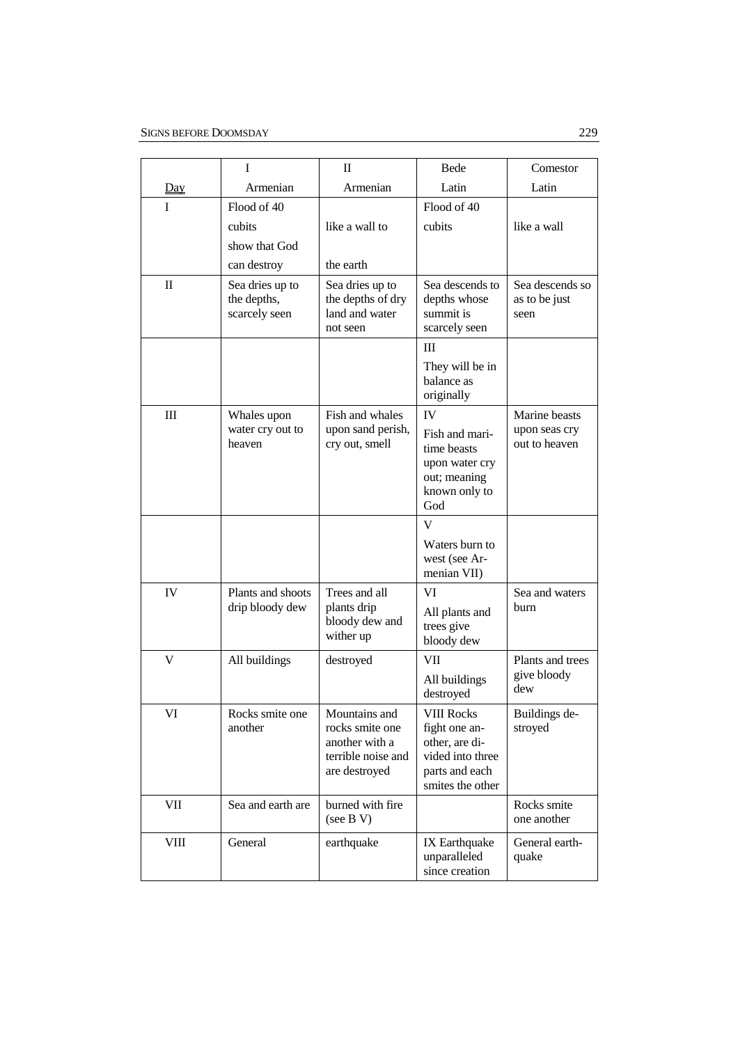| Day | I Armenian | II Armenian | Bede Latin | Comestor Latin |
|---|---|---|---|---|
| I | Flood of 40 cubits show that God can destroy | like a wall to the earth | Flood of 40 cubits | like a wall |
| II | Sea dries up to the depths, scarcely seen | Sea dries up to the depths of dry land and water not seen | Sea descends to depths whose summit is scarcely seen | Sea descends so as to be just seen |
| | | | III They will be in balance as originally | |
| III | Whales upon water cry out to heaven | Fish and whales upon sand perish, cry out, smell | IV Fish and maritime beasts upon water cry out; meaning known only to God | Marine beasts upon seas cry out to heaven |
| | | | V Waters burn to west (see Armenian VII) | |
| IV | Plants and shoots drip bloody dew | Trees and all plants drip bloody dew and wither up | VI All plants and trees give bloody dew | Sea and waters burn |
| V | All buildings | destroyed | VII All buildings destroyed | Plants and trees give bloody dew |
| VI | Rocks smite one another | Mountains and rocks smite one another with a terrible noise and are destroyed | VIII Rocks fight one another, are divided into three parts and each smites the other | Buildings destroyed |
| VII | Sea and earth are | burned with fire (see B V) | | Rocks smite one another |
| VIII | General | earthquake | IX Earthquake unparalleled since creation | General earthquake |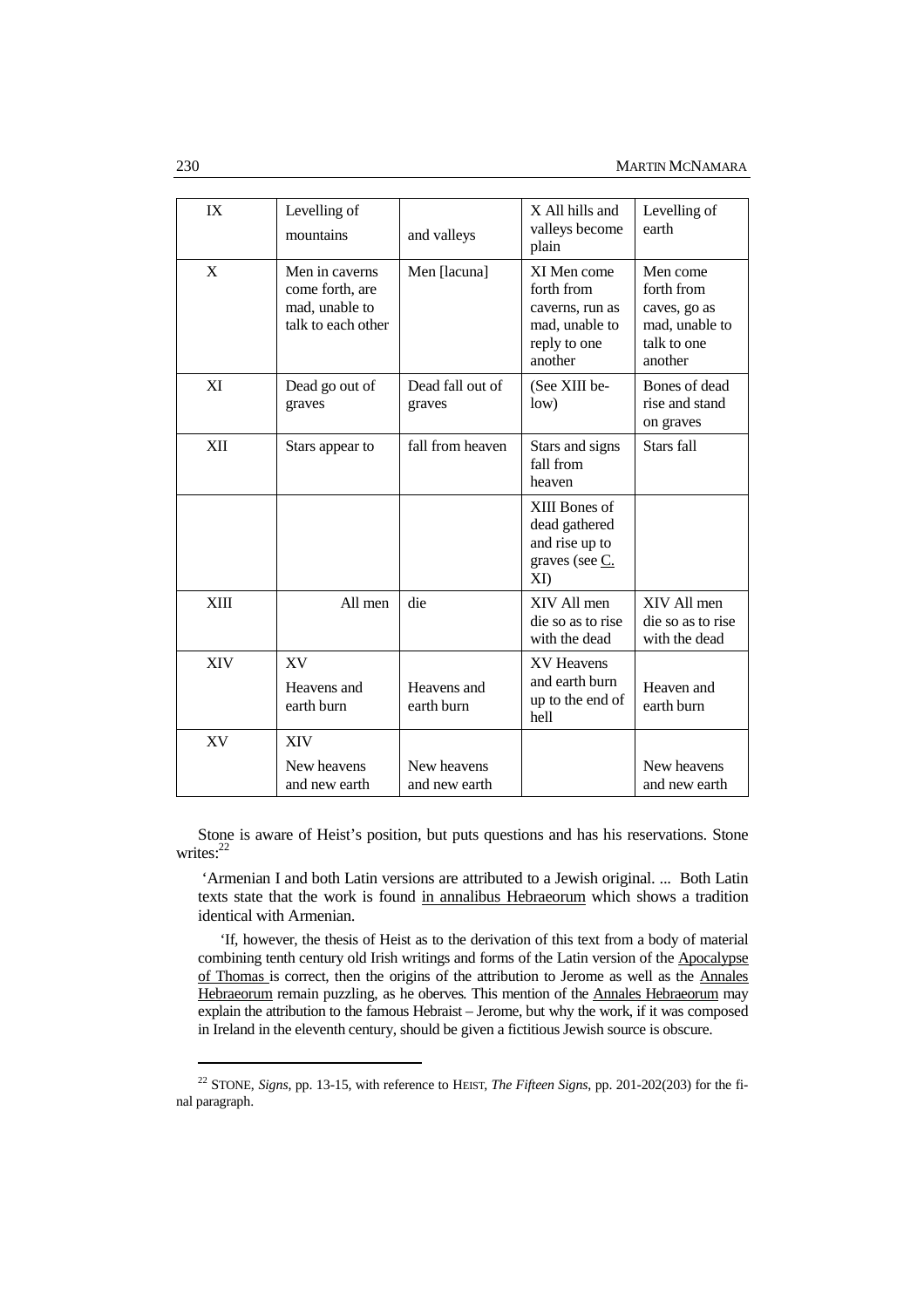| IX | Levelling of mountains | and valleys | X All hills and valleys become plain | Levelling of earth |
|---|---|---|---|---|
| X | Men in caverns come forth, are mad, unable to talk to each other | Men [lacuna] | XI Men come forth from caverns, run as mad, unable to reply to one another | Men come forth from caves, go as mad, unable to talk to one another |
| XI | Dead go out of graves | Dead fall out of graves | (See XIII below) | Bones of dead rise and stand on graves |
| XII | Stars appear to | fall from heaven | Stars and signs fall from heaven | Stars fall |
| | | | XIII Bones of dead gathered and rise up to graves (see C. XI) | |
| XIII | All men | die | XIV All men die so as to rise with the dead | XIV All men die so as to rise with the dead |
| XIV | XV Heavens and earth burn | Heavens and earth burn | XV Heavens and earth burn up to the end of hell | Heaven and earth burn |
| XV | XIV New heavens and new earth | New heavens and new earth | | New heavens and new earth |

Stone is aware of Heist's position, but puts questions and has his reservations. Stone writes:[22]

'Armenian I and both Latin versions are attributed to a Jewish original. ... Both Latin texts state that the work is found in annalibus Hebraeorum which shows a tradition identical with Armenian.

'If, however, the thesis of Heist as to the derivation of this text from a body of material combining tenth century old Irish writings and forms of the Latin version of the Apocalypse of Thomas is correct, then the origins of the attribution to Jerome as well as the Annales Hebraeorum remain puzzling, as he oberves. This mention of the Annales Hebraeorum may explain the attribution to the famous Hebraist – Jerome, but why the work, if it was composed in Ireland in the eleventh century, should be given a fictitious Jewish source is obscure.

[22] STONE, *Signs*, pp. 13-15, with reference to HEIST, *The Fifteen Signs*, pp. 201-202(203) for the final paragraph.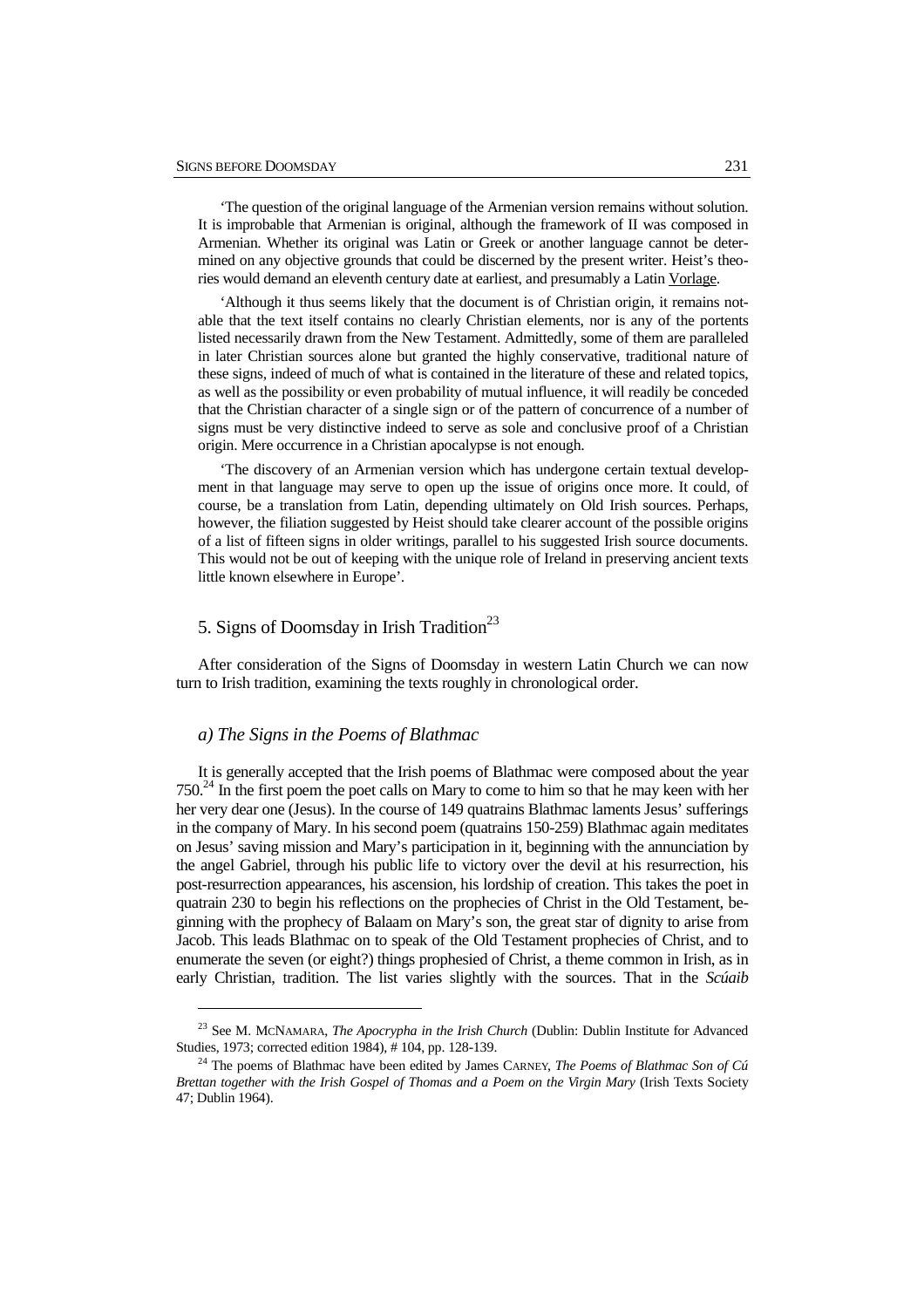'The question of the original language of the Armenian version remains without solution. It is improbable that Armenian is original, although the framework of II was composed in Armenian. Whether its original was Latin or Greek or another language cannot be determined on any objective grounds that could be discerned by the present writer. Heist's theories would demand an eleventh century date at earliest, and presumably a Latin Vorlage.

'Although it thus seems likely that the document is of Christian origin, it remains notable that the text itself contains no clearly Christian elements, nor is any of the portents listed necessarily drawn from the New Testament. Admittedly, some of them are paralleled in later Christian sources alone but granted the highly conservative, traditional nature of these signs, indeed of much of what is contained in the literature of these and related topics, as well as the possibility or even probability of mutual influence, it will readily be conceded that the Christian character of a single sign or of the pattern of concurrence of a number of signs must be very distinctive indeed to serve as sole and conclusive proof of a Christian origin. Mere occurrence in a Christian apocalypse is not enough.

'The discovery of an Armenian version which has undergone certain textual development in that language may serve to open up the issue of origins once more. It could, of course, be a translation from Latin, depending ultimately on Old Irish sources. Perhaps, however, the filiation suggested by Heist should take clearer account of the possible origins of a list of fifteen signs in older writings, parallel to his suggested Irish source documents. This would not be out of keeping with the unique role of Ireland in preserving ancient texts little known elsewhere in Europe'.

## 5. Signs of Doomsday in Irish Tradition[23]

After consideration of the Signs of Doomsday in western Latin Church we can now turn to Irish tradition, examining the texts roughly in chronological order.

### *a) The Signs in the Poems of Blathmac*

It is generally accepted that the Irish poems of Blathmac were composed about the year 750.[24] In the first poem the poet calls on Mary to come to him so that he may keen with her her very dear one (Jesus). In the course of 149 quatrains Blathmac laments Jesus' sufferings in the company of Mary. In his second poem (quatrains 150-259) Blathmac again meditates on Jesus' saving mission and Mary's participation in it, beginning with the annunciation by the angel Gabriel, through his public life to victory over the devil at his resurrection, his post-resurrection appearances, his ascension, his lordship of creation. This takes the poet in quatrain 230 to begin his reflections on the prophecies of Christ in the Old Testament, beginning with the prophecy of Balaam on Mary's son, the great star of dignity to arise from Jacob. This leads Blathmac on to speak of the Old Testament prophecies of Christ, and to enumerate the seven (or eight?) things prophesied of Christ, a theme common in Irish, as in early Christian, tradition. The list varies slightly with the sources. That in the *Scúaib*

---

[23] See M. McNamara, *The Apocrypha in the Irish Church* (Dublin: Dublin Institute for Advanced Studies, 1973; corrected edition 1984), # 104, pp. 128-139.

[24] The poems of Blathmac have been edited by James Carney, *The Poems of Blathmac Son of Cú Brettan together with the Irish Gospel of Thomas and a Poem on the Virgin Mary* (Irish Texts Society 47; Dublin 1964).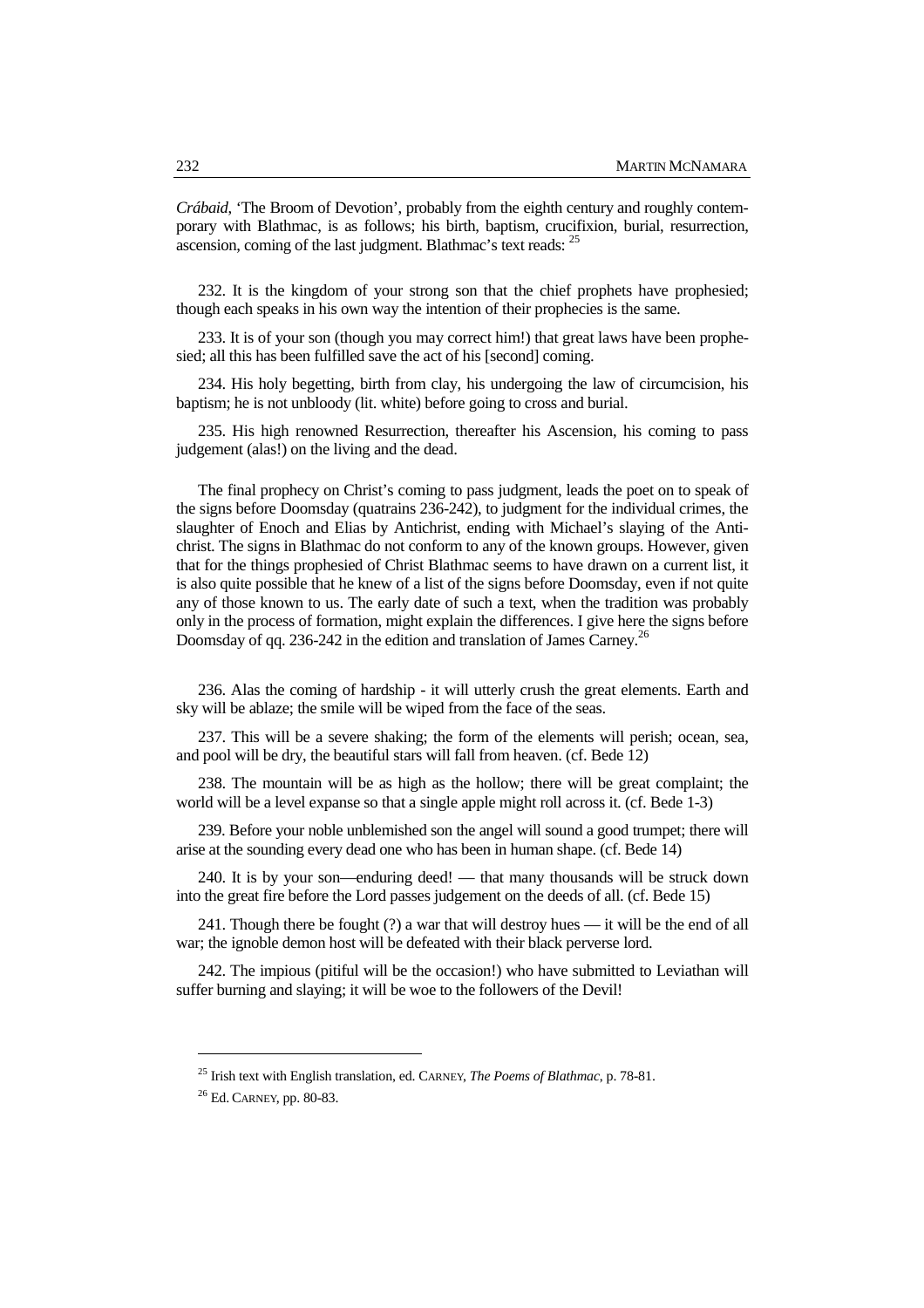*Crábaid*, 'The Broom of Devotion', probably from the eighth century and roughly contemporary with Blathmac, is as follows; his birth, baptism, crucifixion, burial, resurrection, ascension, coming of the last judgment. Blathmac's text reads: [25]

232. It is the kingdom of your strong son that the chief prophets have prophesied; though each speaks in his own way the intention of their prophecies is the same.

233. It is of your son (though you may correct him!) that great laws have been prophesied; all this has been fulfilled save the act of his [second] coming.

234. His holy begetting, birth from clay, his undergoing the law of circumcision, his baptism; he is not unbloody (lit. white) before going to cross and burial.

235. His high renowned Resurrection, thereafter his Ascension, his coming to pass judgement (alas!) on the living and the dead.

The final prophecy on Christ's coming to pass judgment, leads the poet on to speak of the signs before Doomsday (quatrains 236-242), to judgment for the individual crimes, the slaughter of Enoch and Elias by Antichrist, ending with Michael's slaying of the Antichrist. The signs in Blathmac do not conform to any of the known groups. However, given that for the things prophesied of Christ Blathmac seems to have drawn on a current list, it is also quite possible that he knew of a list of the signs before Doomsday, even if not quite any of those known to us. The early date of such a text, when the tradition was probably only in the process of formation, might explain the differences. I give here the signs before Doomsday of qq. 236-242 in the edition and translation of James Carney.[26]

236. Alas the coming of hardship - it will utterly crush the great elements. Earth and sky will be ablaze; the smile will be wiped from the face of the seas.

237. This will be a severe shaking; the form of the elements will perish; ocean, sea, and pool will be dry, the beautiful stars will fall from heaven. (cf. Bede 12)

238. The mountain will be as high as the hollow; there will be great complaint; the world will be a level expanse so that a single apple might roll across it. (cf. Bede 1-3)

239. Before your noble unblemished son the angel will sound a good trumpet; there will arise at the sounding every dead one who has been in human shape. (cf. Bede 14)

240. It is by your son—enduring deed! — that many thousands will be struck down into the great fire before the Lord passes judgement on the deeds of all. (cf. Bede 15)

241. Though there be fought (?) a war that will destroy hues — it will be the end of all war; the ignoble demon host will be defeated with their black perverse lord.

242. The impious (pitiful will be the occasion!) who have submitted to Leviathan will suffer burning and slaying; it will be woe to the followers of the Devil!

---

[25] Irish text with English translation, ed. CARNEY, *The Poems of Blathmac*, p. 78-81.

[26] Ed. CARNEY, pp. 80-83.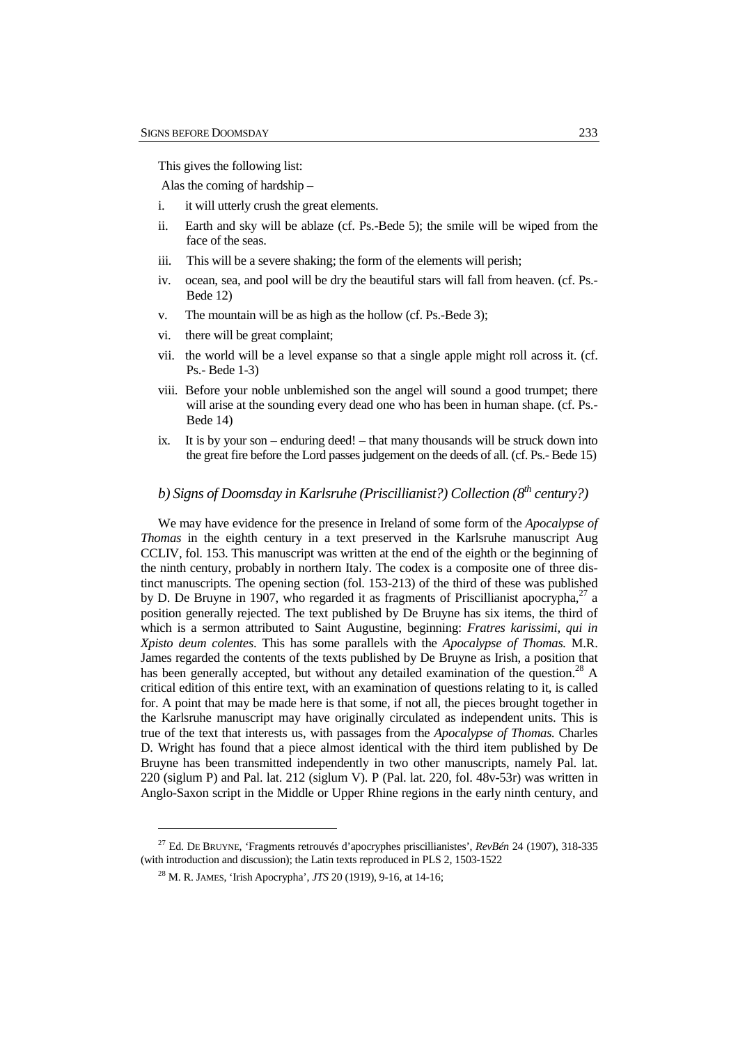This gives the following list:

Alas the coming of hardship –

i. it will utterly crush the great elements.

ii. Earth and sky will be ablaze (cf. Ps.-Bede 5); the smile will be wiped from the face of the seas.

iii. This will be a severe shaking; the form of the elements will perish;

iv. ocean, sea, and pool will be dry the beautiful stars will fall from heaven. (cf. Ps.-Bede 12)

v. The mountain will be as high as the hollow (cf. Ps.-Bede 3);

vi. there will be great complaint;

vii. the world will be a level expanse so that a single apple might roll across it. (cf. Ps.- Bede 1-3)

viii. Before your noble unblemished son the angel will sound a good trumpet; there will arise at the sounding every dead one who has been in human shape. (cf. Ps.-Bede 14)

ix. It is by your son – enduring deed! – that many thousands will be struck down into the great fire before the Lord passes judgement on the deeds of all. (cf. Ps.- Bede 15)

### *b) Signs of Doomsday in Karlsruhe (Priscillianist?) Collection (8th century?)*

We may have evidence for the presence in Ireland of some form of the *Apocalypse of Thomas* in the eighth century in a text preserved in the Karlsruhe manuscript Aug CCLIV, fol. 153. This manuscript was written at the end of the eighth or the beginning of the ninth century, probably in northern Italy. The codex is a composite one of three distinct manuscripts. The opening section (fol. 153-213) of the third of these was published by D. De Bruyne in 1907, who regarded it as fragments of Priscillianist apocrypha,[27] a position generally rejected. The text published by De Bruyne has six items, the third of which is a sermon attributed to Saint Augustine, beginning: *Fratres karissimi, qui in Xpisto deum colentes*. This has some parallels with the *Apocalypse of Thomas.* M.R. James regarded the contents of the texts published by De Bruyne as Irish, a position that has been generally accepted, but without any detailed examination of the question.[28] A critical edition of this entire text, with an examination of questions relating to it, is called for. A point that may be made here is that some, if not all, the pieces brought together in the Karlsruhe manuscript may have originally circulated as independent units. This is true of the text that interests us, with passages from the *Apocalypse of Thomas.* Charles D. Wright has found that a piece almost identical with the third item published by De Bruyne has been transmitted independently in two other manuscripts, namely Pal. lat. 220 (siglum P) and Pal. lat. 212 (siglum V). P (Pal. lat. 220, fol. 48v-53r) was written in Anglo-Saxon script in the Middle or Upper Rhine regions in the early ninth century, and

[27] Ed. DE BRUYNE, 'Fragments retrouvés d'apocryphes priscillianistes', *RevBén* 24 (1907), 318-335 (with introduction and discussion); the Latin texts reproduced in PLS 2, 1503-1522

[28] M. R. JAMES, 'Irish Apocrypha', *JTS* 20 (1919), 9-16, at 14-16;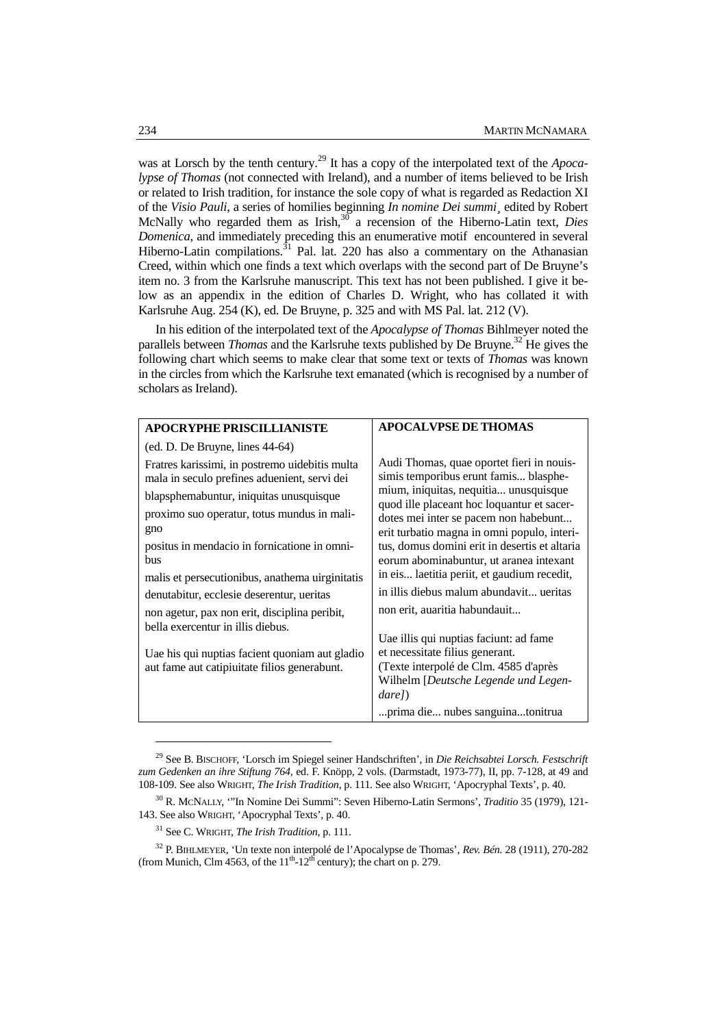was at Lorsch by the tenth century.[29] It has a copy of the interpolated text of the *Apocalypse of Thomas* (not connected with Ireland), and a number of items believed to be Irish or related to Irish tradition, for instance the sole copy of what is regarded as Redaction XI of the *Visio Pauli*, a series of homilies beginning *In nomine Dei summi*¸ edited by Robert McNally who regarded them as Irish,[30] a recension of the Hiberno-Latin text, *Dies Domenica*, and immediately preceding this an enumerative motif encountered in several Hiberno-Latin compilations.[31] Pal. lat. 220 has also a commentary on the Athanasian Creed, within which one finds a text which overlaps with the second part of De Bruyne's item no. 3 from the Karlsruhe manuscript. This text has not been published. I give it below as an appendix in the edition of Charles D. Wright, who has collated it with Karlsruhe Aug. 254 (K), ed. De Bruyne, p. 325 and with MS Pal. lat. 212 (V).

In his edition of the interpolated text of the *Apocalypse of Thomas* Bihlmeyer noted the parallels between *Thomas* and the Karlsruhe texts published by De Bruyne.[32] He gives the following chart which seems to make clear that some text or texts of *Thomas* was known in the circles from which the Karlsruhe text emanated (which is recognised by a number of scholars as Ireland).

| **APOCRYPHE PRISCILLIANISTE** | **APOCALVPSE DE THOMAS** |
|---|---|
| (ed. D. De Bruyne, lines 44-64) | |
| Fratres karissimi, in postremo uidebitis multa mala in seculo prefines aduenient, servi dei blapsphemabuntur, iniquitas unusquisque proximo suo operatur, totus mundus in maligno positus in mendacio in fornicatione in omnibus malis et persecutionibus, anathema uirginitatis denutabitur, ecclesie deserentur, ueritas non agetur, pax non erit, disciplina peribit, bella exercentur in illis diebus. | Audi Thomas, quae oportet fieri in nouissimis temporibus erunt famis... blasphemium, iniquitas, nequitia... unusquisque quod ille placeant hoc loquantur et sacerdotes mei inter se pacem non habebunt... erit turbatio magna in omni populo, interitus, domus domini erit in desertis et altaria eorum abominabuntur, ut aranea intexant in eis... laetitia periit, et gaudium recedit, in illis diebus malum abundavit... ueritas non erit, auaritia habundauit... |
| Uae his qui nuptias facient quoniam aut gladio aut fame aut catipiuitate filios generabunt. | Uae illis qui nuptias faciunt: ad fame et necessitate filius generant. (Texte interpolé de Clm. 4585 d'après Wilhelm [*Deutsche Legende und Legendare]*) |
| | ...prima die... nubes sanguina...tonitrua |

[29] See B. Bischoff, 'Lorsch im Spiegel seiner Handschriften', in *Die Reichsabtei Lorsch. Festschrift zum Gedenken an ihre Stiftung 764*, ed. F. Knöpp, 2 vols. (Darmstadt, 1973-77), II, pp. 7-128, at 49 and 108-109. See also Wright, *The Irish Tradition*, p. 111. See also Wright, 'Apocryphal Texts', p. 40.

[30] R. McNally, '"In Nomine Dei Summi": Seven Hiberno-Latin Sermons', *Traditio* 35 (1979), 121-143. See also Wright, 'Apocryphal Texts', p. 40.

[31] See C. Wright, *The Irish Tradition*, p. 111.

[32] P. Bihlmeyer, 'Un texte non interpolé de l'Apocalypse de Thomas', *Rev. Bén.* 28 (1911), 270-282 (from Munich, Clm 4563, of the 11th-12th century); the chart on p. 279.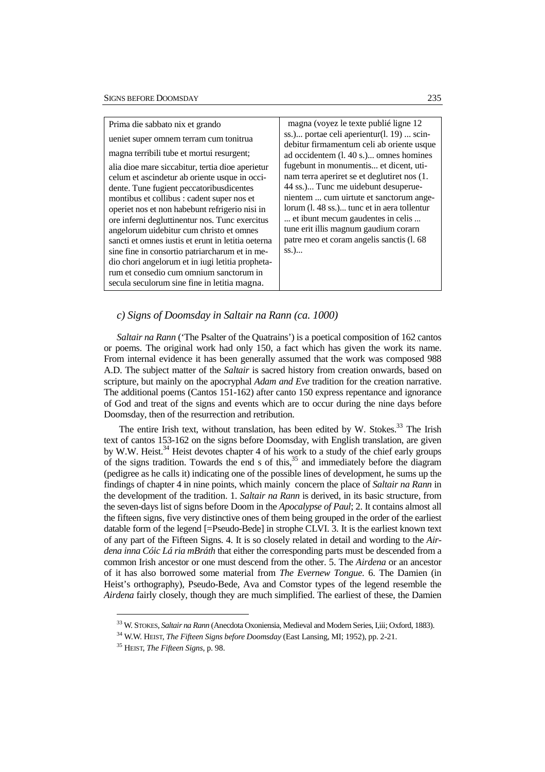| Prima die sabbato nix et grando<br>ueniet super omnem terram cum tonitrua<br>magna terribili tube et mortui resurgent;<br>alia dioe mare siccabitur, tertia dioe aperietur celum et ascindetur ab oriente usque in occidente. Tune fugient peccatoribusdicentes montibus et collibus : cadent super nos et operiet nos et non habebunt refrigerio nisi in ore inferni degluttinentur nos. Tunc exercitus angelorum uidebitur cum christo et omnes sancti et omnes iustis et erunt in letitia oeterna sine fine in consortio patriarcharum et in medio chori angelorum et in iugi letitia prophetarum et consedio cum omnium sanctorum in secula seculorum sine fine in letitia magna. | magna (voyez le texte publié ligne 12 ss.)... portae celi aperientur(l. 19) ... scindebitur firmamentum celi ab oriente usque ad occidentem (l. 40 s.)... omnes homines fugebunt in monumentis... et dicent, utinam terra aperiret se et deglutiret nos (1. 44 ss.)... Tunc me uidebunt desuperuenientem ... cum uirtute et sanctorum angelorum (l. 48 ss.)... tunc et in aera tollentur ... et ibunt mecum gaudentes in celis ... tune erit illis magnum gaudium corarn patre rneo et coram angelis sanctis (l. 68 ss.)... |
|---|---|

### *c) Signs of Doomsday in Saltair na Rann (ca. 1000)*

*Saltair na Rann* ('The Psalter of the Quatrains') is a poetical composition of 162 cantos or poems. The original work had only 150, a fact which has given the work its name. From internal evidence it has been generally assumed that the work was composed 988 A.D. The subject matter of the *Saltair* is sacred history from creation onwards, based on scripture, but mainly on the apocryphal *Adam and Eve* tradition for the creation narrative. The additional poems (Cantos 151-162) after canto 150 express repentance and ignorance of God and treat of the signs and events which are to occur during the nine days before Doomsday, then of the resurrection and retribution.

The entire Irish text, without translation, has been edited by W. Stokes.[33] The Irish text of cantos 153-162 on the signs before Doomsday, with English translation, are given by W.W. Heist.[34] Heist devotes chapter 4 of his work to a study of the chief early groups of the signs tradition. Towards the end s of this,[35] and immediately before the diagram (pedigree as he calls it) indicating one of the possible lines of development, he sums up the findings of chapter 4 in nine points, which mainly concern the place of *Saltair na Rann* in the development of the tradition. 1. *Saltair na Rann* is derived, in its basic structure, from the seven-days list of signs before Doom in the *Apocalypse of Paul*; 2. It contains almost all the fifteen signs, five very distinctive ones of them being grouped in the order of the earliest datable form of the legend [=Pseudo-Bede] in strophe CLVI. 3. It is the earliest known text of any part of the Fifteen Signs. 4. It is so closely related in detail and wording to the *Airdena inna Cóic Lá ria mBráth* that either the corresponding parts must be descended from a common Irish ancestor or one must descend from the other. 5. The *Airdena* or an ancestor of it has also borrowed some material from *The Evernew Tongue.* 6. The Damien (in Heist's orthography), Pseudo-Bede, Ava and Comstor types of the legend resemble the *Airdena* fairly closely, though they are much simplified. The earliest of these, the Damien

[33] W. STOKES, *Saltair na Rann* (Anecdota Oxoniensia, Medieval and Modern Series, I,iii; Oxford, 1883).

[34] W.W. HEIST, *The Fifteen Signs before Doomsday* (East Lansing, MI; 1952), pp. 2-21.

[35] HEIST, *The Fifteen Signs*, p. 98.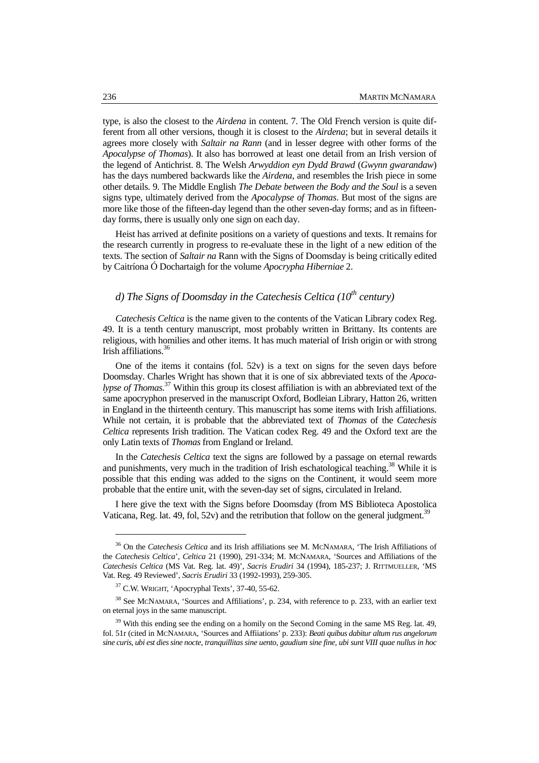type, is also the closest to the *Airdena* in content. 7. The Old French version is quite different from all other versions, though it is closest to the *Airdena*; but in several details it agrees more closely with *Saltair na Rann* (and in lesser degree with other forms of the *Apocalypse of Thomas*). It also has borrowed at least one detail from an Irish version of the legend of Antichrist. 8. The Welsh *Arwyddion eyn Dydd Brawd* (*Gwynn gwarandaw*) has the days numbered backwards like the *Airdena*, and resembles the Irish piece in some other details. 9. The Middle English *The Debate between the Body and the Soul* is a seven signs type, ultimately derived from the *Apocalypse of Thomas*. But most of the signs are more like those of the fifteen-day legend than the other seven-day forms; and as in fifteen-day forms, there is usually only one sign on each day.

Heist has arrived at definite positions on a variety of questions and texts. It remains for the research currently in progress to re-evaluate these in the light of a new edition of the texts. The section of *Saltair na* Rann with the Signs of Doomsday is being critically edited by Caitríona Ó Dochartaigh for the volume *Apocrypha Hiberniae* 2.

### *d) The Signs of Doomsday in the Catechesis Celtica (10th century)*

*Catechesis Celtica* is the name given to the contents of the Vatican Library codex Reg. 49. It is a tenth century manuscript, most probably written in Brittany. Its contents are religious, with homilies and other items. It has much material of Irish origin or with strong Irish affiliations.[36]

One of the items it contains (fol. 52v) is a text on signs for the seven days before Doomsday. Charles Wright has shown that it is one of six abbreviated texts of the *Apocalypse of Thomas*.[37] Within this group its closest affiliation is with an abbreviated text of the same apocryphon preserved in the manuscript Oxford, Bodleian Library, Hatton 26, written in England in the thirteenth century. This manuscript has some items with Irish affiliations. While not certain, it is probable that the abbreviated text of *Thomas* of the *Catechesis Celtica* represents Irish tradition. The Vatican codex Reg. 49 and the Oxford text are the only Latin texts of *Thomas* from England or Ireland.

In the *Catechesis Celtica* text the signs are followed by a passage on eternal rewards and punishments, very much in the tradition of Irish eschatological teaching.[38] While it is possible that this ending was added to the signs on the Continent, it would seem more probable that the entire unit, with the seven-day set of signs, circulated in Ireland.

I here give the text with the Signs before Doomsday (from MS Biblioteca Apostolica Vaticana, Reg. lat. 49, fol, 52v) and the retribution that follow on the general judgment.[39]

---

[36] On the *Catechesis Celtica* and its Irish affiliations see M. McNamara, 'The Irish Affiliations of the *Catechesis Celtica*', *Celtica* 21 (1990), 291-334; M. McNamara, 'Sources and Affiliations of the *Catechesis Celtica* (MS Vat. Reg. lat. 49)', *Sacris Erudiri* 34 (1994), 185-237; J. Rittmueller, 'MS Vat. Reg. 49 Reviewed', *Sacris Erudiri* 33 (1992-1993), 259-305.

[37] C.W. Wright, 'Apocryphal Texts', 37-40, 55-62.

[38] See McNamara, 'Sources and Affiliations', p. 234, with reference to p. 233, with an earlier text on eternal joys in the same manuscript.

[39] With this ending see the ending on a homily on the Second Coming in the same MS Reg. lat. 49, fol. 51r (cited in McNamara, 'Sources and Affiiations' p. 233): *Beati quibus dabitur altum rus angelorum sine curis, ubi est dies sine nocte, tranquillitas sine uento, gaudium sine fine, ubi sunt VIII quae nullus in hoc*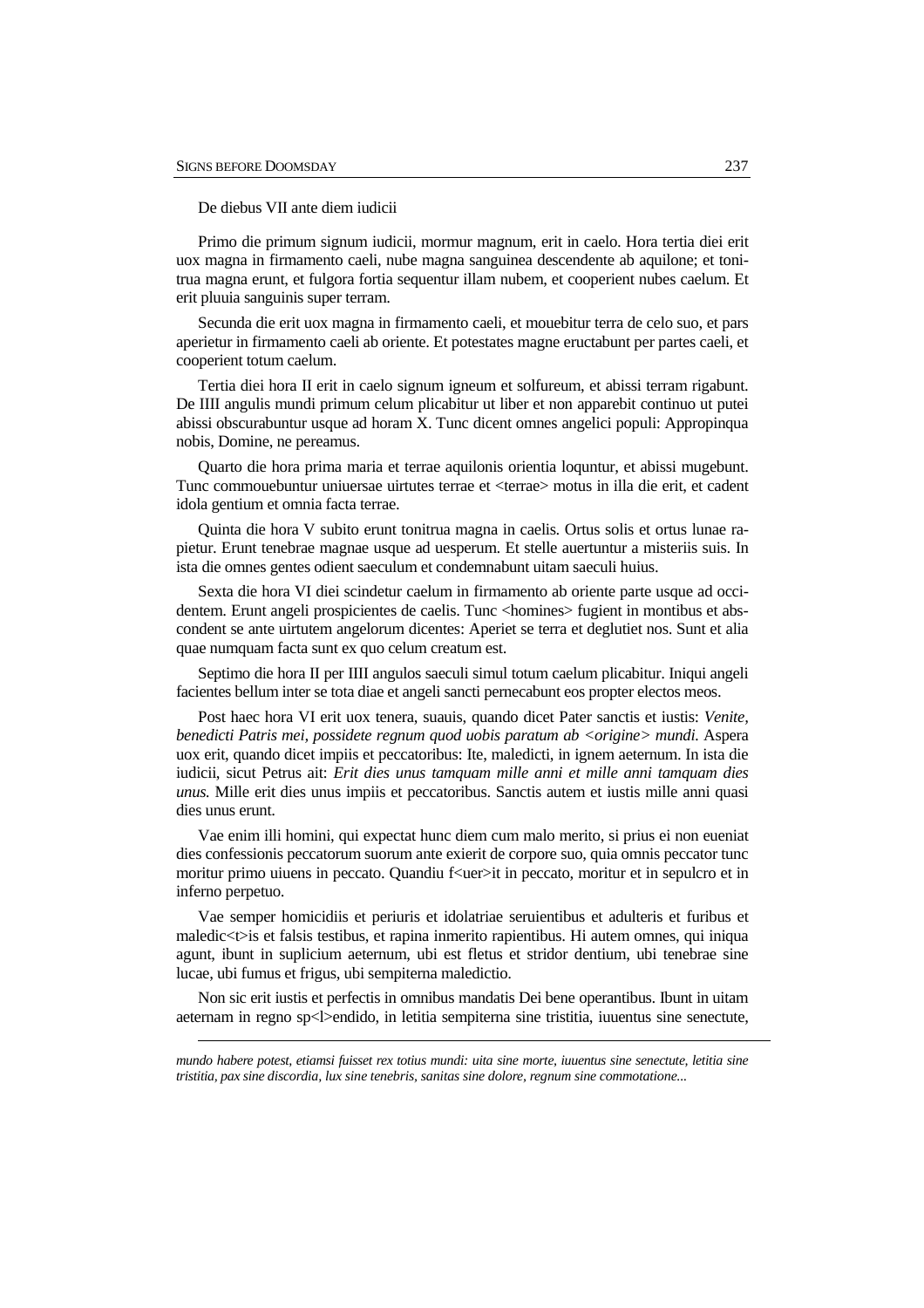De diebus VII ante diem iudicii

Primo die primum signum iudicii, mormur magnum, erit in caelo. Hora tertia diei erit uox magna in firmamento caeli, nube magna sanguinea descendente ab aquilone; et tonitrua magna erunt, et fulgora fortia sequentur illam nubem, et cooperient nubes caelum. Et erit pluuia sanguinis super terram.

Secunda die erit uox magna in firmamento caeli, et mouebitur terra de celo suo, et pars aperietur in firmamento caeli ab oriente. Et potestates magne eructabunt per partes caeli, et cooperient totum caelum.

Tertia diei hora II erit in caelo signum igneum et solfureum, et abissi terram rigabunt. De IIII angulis mundi primum celum plicabitur ut liber et non apparebit continuo ut putei abissi obscurabuntur usque ad horam X. Tunc dicent omnes angelici populi: Appropinqua nobis, Domine, ne pereamus.

Quarto die hora prima maria et terrae aquilonis orientia loquntur, et abissi mugebunt. Tunc commouebuntur uniuersae uirtutes terrae et <terrae> motus in illa die erit, et cadent idola gentium et omnia facta terrae.

Quinta die hora V subito erunt tonitrua magna in caelis. Ortus solis et ortus lunae rapietur. Erunt tenebrae magnae usque ad uesperum. Et stelle auertuntur a misteriis suis. In ista die omnes gentes odient saeculum et condemnabunt uitam saeculi huius.

Sexta die hora VI diei scindetur caelum in firmamento ab oriente parte usque ad occidentem. Erunt angeli prospicientes de caelis. Tunc <homines> fugient in montibus et abscondent se ante uirtutem angelorum dicentes: Aperiet se terra et deglutiet nos. Sunt et alia quae numquam facta sunt ex quo celum creatum est.

Septimo die hora II per IIII angulos saeculi simul totum caelum plicabitur. Iniqui angeli facientes bellum inter se tota diae et angeli sancti pernecabunt eos propter electos meos.

Post haec hora VI erit uox tenera, suauis, quando dicet Pater sanctis et iustis: *Venite, benedicti Patris mei, possidete regnum quod uobis paratum ab <origine> mundi.* Aspera uox erit, quando dicet impiis et peccatoribus: Ite, maledicti, in ignem aeternum. In ista die iudicii, sicut Petrus ait: *Erit dies unus tamquam mille anni et mille anni tamquam dies unus.* Mille erit dies unus impiis et peccatoribus. Sanctis autem et iustis mille anni quasi dies unus erunt.

Vae enim illi homini, qui expectat hunc diem cum malo merito, si prius ei non eueniat dies confessionis peccatorum suorum ante exierit de corpore suo, quia omnis peccator tunc moritur primo uiuens in peccato. Quandiu f<uer>it in peccato, moritur et in sepulcro et in inferno perpetuo.

Vae semper homicidiis et periuris et idolatriae seruientibus et adulteris et furibus et maledic<t>is et falsis testibus, et rapina inmerito rapientibus. Hi autem omnes, qui iniqua agunt, ibunt in suplicium aeternum, ubi est fletus et stridor dentium, ubi tenebrae sine lucae, ubi fumus et frigus, ubi sempiterna maledictio.

Non sic erit iustis et perfectis in omnibus mandatis Dei bene operantibus. Ibunt in uitam aeternam in regno sp<l>endido, in letitia sempiterna sine tristitia, iuuentus sine senectute,

---

*mundo habere potest, etiamsi fuisset rex totius mundi: uita sine morte, iuuentus sine senectute, letitia sine tristitia, pax sine discordia, lux sine tenebris, sanitas sine dolore, regnum sine commotatione...*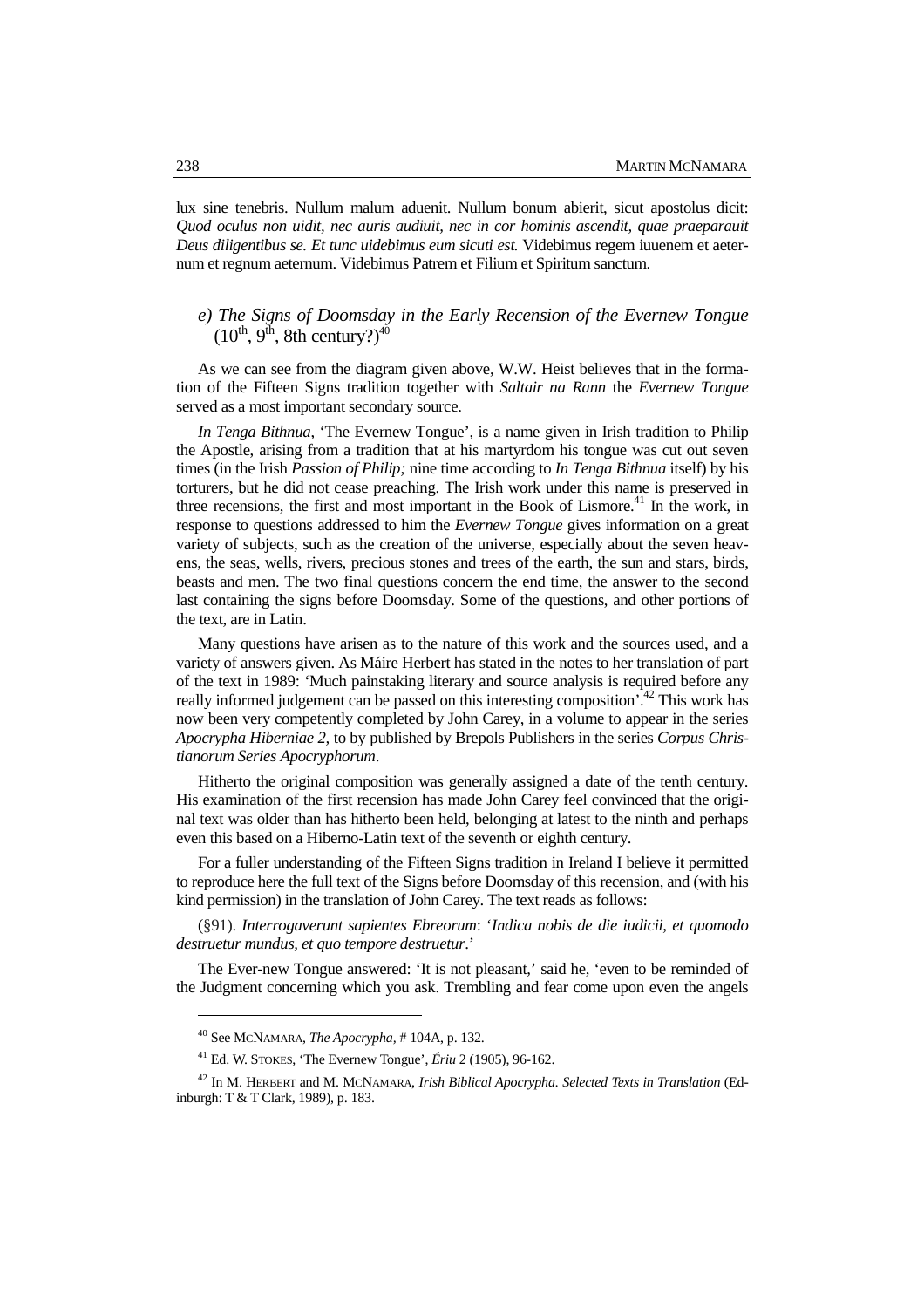lux sine tenebris. Nullum malum aduenit. Nullum bonum abierit, sicut apostolus dicit: *Quod oculus non uidit, nec auris audiuit, nec in cor hominis ascendit, quae praeparauit Deus diligentibus se. Et tunc uidebimus eum sicuti est.* Videbimus regem iuuenem et aeternum et regnum aeternum. Videbimus Patrem et Filium et Spiritum sanctum.

### *e) The Signs of Doomsday in the Early Recension of the Evernew Tongue* (10th, 9th, 8th century?)[40]

As we can see from the diagram given above, W.W. Heist believes that in the formation of the Fifteen Signs tradition together with *Saltair na Rann* the *Evernew Tongue* served as a most important secondary source.

*In Tenga Bithnua*, 'The Evernew Tongue', is a name given in Irish tradition to Philip the Apostle, arising from a tradition that at his martyrdom his tongue was cut out seven times (in the Irish *Passion of Philip;* nine time according to *In Tenga Bithnua* itself) by his torturers, but he did not cease preaching. The Irish work under this name is preserved in three recensions, the first and most important in the Book of Lismore.[41] In the work, in response to questions addressed to him the *Evernew Tongue* gives information on a great variety of subjects, such as the creation of the universe, especially about the seven heavens, the seas, wells, rivers, precious stones and trees of the earth, the sun and stars, birds, beasts and men. The two final questions concern the end time, the answer to the second last containing the signs before Doomsday. Some of the questions, and other portions of the text, are in Latin.

Many questions have arisen as to the nature of this work and the sources used, and a variety of answers given. As Máire Herbert has stated in the notes to her translation of part of the text in 1989: 'Much painstaking literary and source analysis is required before any really informed judgement can be passed on this interesting composition'.[42] This work has now been very competently completed by John Carey, in a volume to appear in the series *Apocrypha Hiberniae 2*, to by published by Brepols Publishers in the series *Corpus Christianorum Series Apocryphorum*.

Hitherto the original composition was generally assigned a date of the tenth century. His examination of the first recension has made John Carey feel convinced that the original text was older than has hitherto been held, belonging at latest to the ninth and perhaps even this based on a Hiberno-Latin text of the seventh or eighth century.

For a fuller understanding of the Fifteen Signs tradition in Ireland I believe it permitted to reproduce here the full text of the Signs before Doomsday of this recension, and (with his kind permission) in the translation of John Carey. The text reads as follows:

(§91). *Interrogaverunt sapientes Ebreorum*: '*Indica nobis de die iudicii, et quomodo destruetur mundus, et quo tempore destruetur*.'

The Ever-new Tongue answered: 'It is not pleasant,' said he, 'even to be reminded of the Judgment concerning which you ask. Trembling and fear come upon even the angels

---

[40] See McNamara, *The Apocrypha*, # 104A, p. 132.

[41] Ed. W. Stokes, 'The Evernew Tongue', *Ériu* 2 (1905), 96-162.

[42] In M. Herbert and M. McNamara, *Irish Biblical Apocrypha. Selected Texts in Translation* (Edinburgh: T & T Clark, 1989), p. 183.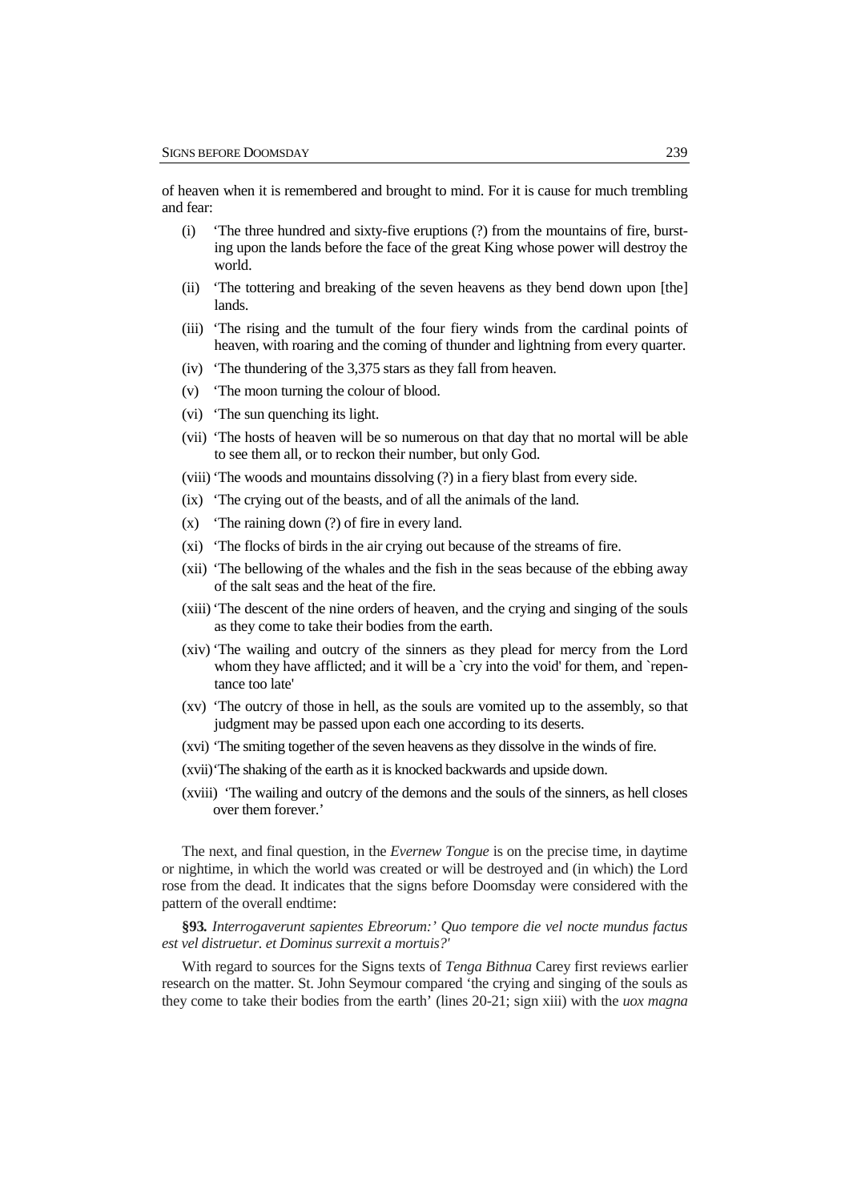of heaven when it is remembered and brought to mind. For it is cause for much trembling and fear:

- (i) 'The three hundred and sixty-five eruptions (?) from the mountains of fire, bursting upon the lands before the face of the great King whose power will destroy the world.
- (ii) 'The tottering and breaking of the seven heavens as they bend down upon [the] lands.
- (iii) 'The rising and the tumult of the four fiery winds from the cardinal points of heaven, with roaring and the coming of thunder and lightning from every quarter.
- (iv) 'The thundering of the 3,375 stars as they fall from heaven.
- (v) 'The moon turning the colour of blood.
- (vi) 'The sun quenching its light.
- (vii) 'The hosts of heaven will be so numerous on that day that no mortal will be able to see them all, or to reckon their number, but only God.
- (viii) 'The woods and mountains dissolving (?) in a fiery blast from every side.
- (ix) 'The crying out of the beasts, and of all the animals of the land.
- (x) 'The raining down (?) of fire in every land.
- (xi) 'The flocks of birds in the air crying out because of the streams of fire.
- (xii) 'The bellowing of the whales and the fish in the seas because of the ebbing away of the salt seas and the heat of the fire.
- (xiii) 'The descent of the nine orders of heaven, and the crying and singing of the souls as they come to take their bodies from the earth.
- (xiv) 'The wailing and outcry of the sinners as they plead for mercy from the Lord whom they have afflicted; and it will be a `cry into the void' for them, and `repentance too late'
- (xv) 'The outcry of those in hell, as the souls are vomited up to the assembly, so that judgment may be passed upon each one according to its deserts.
- (xvi) 'The smiting together of the seven heavens as they dissolve in the winds of fire.
- (xvii) 'The shaking of the earth as it is knocked backwards and upside down.
- (xviii) 'The wailing and outcry of the demons and the souls of the sinners, as hell closes over them forever.'

The next, and final question, in the *Evernew Tongue* is on the precise time, in daytime or nightime, in which the world was created or will be destroyed and (in which) the Lord rose from the dead. It indicates that the signs before Doomsday were considered with the pattern of the overall endtime:

**§93.** *Interrogaverunt sapientes Ebreorum:' Quo tempore die vel nocte mundus factus est vel distruetur. et Dominus surrexit a mortuis?'*

With regard to sources for the Signs texts of *Tenga Bithnua* Carey first reviews earlier research on the matter. St. John Seymour compared 'the crying and singing of the souls as they come to take their bodies from the earth' (lines 20-21; sign xiii) with the *uox magna*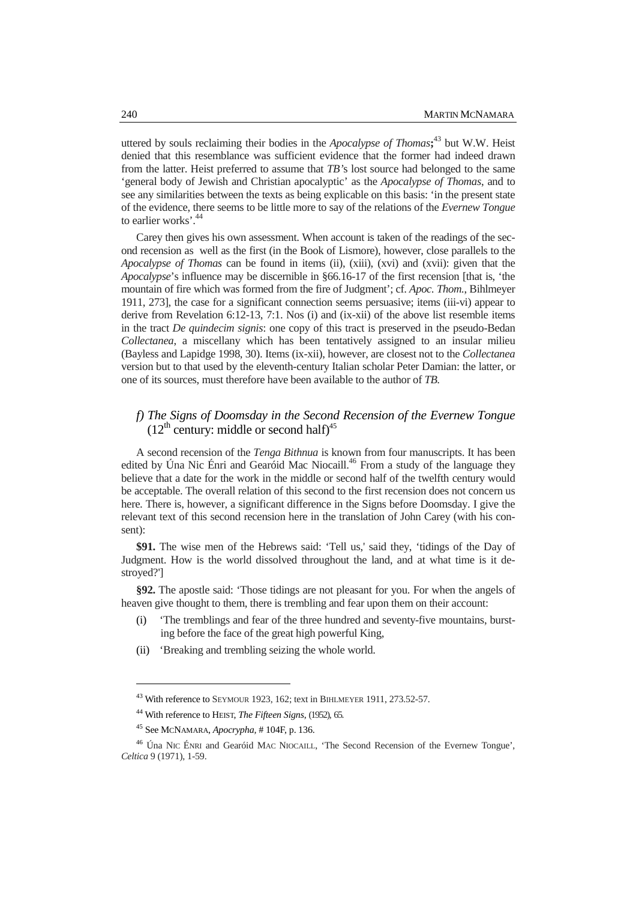uttered by souls reclaiming their bodies in the *Apocalypse of Thomas***;**[43] but W.W. Heist denied that this resemblance was sufficient evidence that the former had indeed drawn from the latter. Heist preferred to assume that *TB'*s lost source had belonged to the same 'general body of Jewish and Christian apocalyptic' as the *Apocalypse of Thomas*, and to see any similarities between the texts as being explicable on this basis: 'in the present state of the evidence, there seems to be little more to say of the relations of the *Evernew Tongue* to earlier works'.[44]

Carey then gives his own assessment. When account is taken of the readings of the second recension as well as the first (in the Book of Lismore), however, close parallels to the *Apocalypse of Thomas* can be found in items (ii), (xiii), (xvi) and (xvii): given that the *Apocalypse*'s influence may be discernible in §66.16-17 of the first recension [that is, 'the mountain of fire which was formed from the fire of Judgment'; cf. *Apoc. Thom.*, Bihlmeyer 1911, 273], the case for a significant connection seems persuasive; items (iii-vi) appear to derive from Revelation 6:12-13, 7:1. Nos (i) and (ix-xii) of the above list resemble items in the tract *De quindecim signis*: one copy of this tract is preserved in the pseudo-Bedan *Collectanea*, a miscellany which has been tentatively assigned to an insular milieu (Bayless and Lapidge 1998, 30). Items (ix-xii), however, are closest not to the *Collectanea* version but to that used by the eleventh-century Italian scholar Peter Damian: the latter, or one of its sources, must therefore have been available to the author of *TB*.

### *f) The Signs of Doomsday in the Second Recension of the Evernew Tongue* (12th century: middle or second half)[45]

A second recension of the *Tenga Bithnua* is known from four manuscripts. It has been edited by Úna Nic Énri and Gearóid Mac Niocaill.[46] From a study of the language they believe that a date for the work in the middle or second half of the twelfth century would be acceptable. The overall relation of this second to the first recension does not concern us here. There is, however, a significant difference in the Signs before Doomsday. I give the relevant text of this second recension here in the translation of John Carey (with his consent):

**$91.** The wise men of the Hebrews said: 'Tell us,' said they, 'tidings of the Day of Judgment. How is the world dissolved throughout the land, and at what time is it destroyed?']

**§92.** The apostle said: 'Those tidings are not pleasant for you. For when the angels of heaven give thought to them, there is trembling and fear upon them on their account:

- (i) 'The tremblings and fear of the three hundred and seventy-five mountains, bursting before the face of the great high powerful King,
- (ii) 'Breaking and trembling seizing the whole world.

---

[43] With reference to Seymour 1923, 162; text in Bihlmeyer 1911, 273.52-57.

[44] With reference to Heist, *The Fifteen Signs*, (1952), 65.

[45] See McNamara, *Apocrypha*, # 104F, p. 136.

[46] Úna Nic Énri and Gearóid Mac Niocaill, 'The Second Recension of the Evernew Tongue', *Celtica* 9 (1971), 1-59.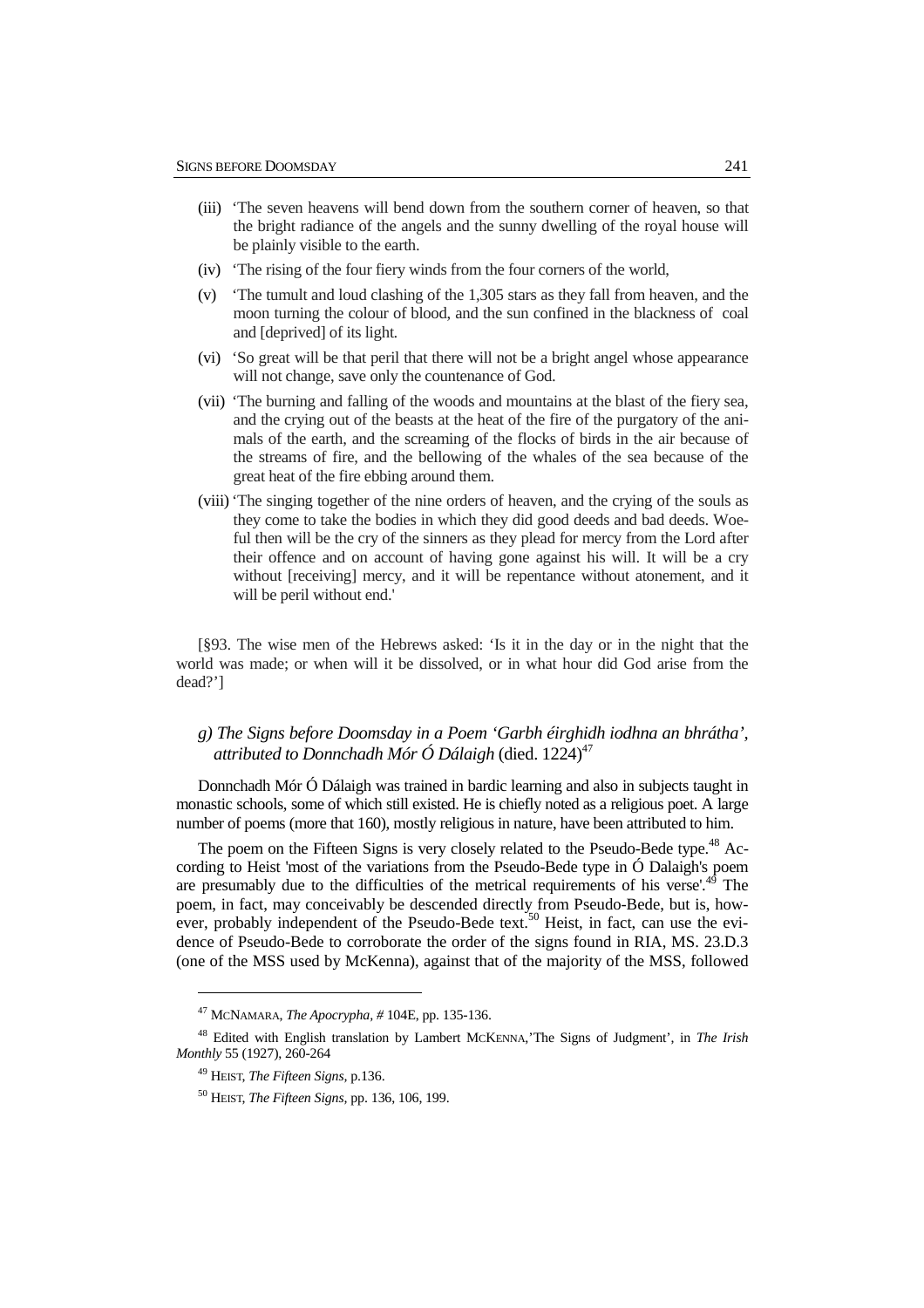(iii) 'The seven heavens will bend down from the southern corner of heaven, so that the bright radiance of the angels and the sunny dwelling of the royal house will be plainly visible to the earth.

(iv) 'The rising of the four fiery winds from the four corners of the world,

(v) 'The tumult and loud clashing of the 1,305 stars as they fall from heaven, and the moon turning the colour of blood, and the sun confined in the blackness of coal and [deprived] of its light.

(vi) 'So great will be that peril that there will not be a bright angel whose appearance will not change, save only the countenance of God.

(vii) 'The burning and falling of the woods and mountains at the blast of the fiery sea, and the crying out of the beasts at the heat of the fire of the purgatory of the animals of the earth, and the screaming of the flocks of birds in the air because of the streams of fire, and the bellowing of the whales of the sea because of the great heat of the fire ebbing around them.

(viii) 'The singing together of the nine orders of heaven, and the crying of the souls as they come to take the bodies in which they did good deeds and bad deeds. Woeful then will be the cry of the sinners as they plead for mercy from the Lord after their offence and on account of having gone against his will. It will be a cry without [receiving] mercy, and it will be repentance without atonement, and it will be peril without end.'

[§93. The wise men of the Hebrews asked: 'Is it in the day or in the night that the world was made; or when will it be dissolved, or in what hour did God arise from the dead?']

### *g) The Signs before Doomsday in a Poem 'Garbh éirghidh iodhna an bhrátha', attributed to Donnchadh Mór Ó Dálaigh* (died. 1224)[47]

Donnchadh Mór Ó Dálaigh was trained in bardic learning and also in subjects taught in monastic schools, some of which still existed. He is chiefly noted as a religious poet. A large number of poems (more that 160), mostly religious in nature, have been attributed to him.

The poem on the Fifteen Signs is very closely related to the Pseudo-Bede type.[48] According to Heist 'most of the variations from the Pseudo-Bede type in Ó Dalaigh's poem are presumably due to the difficulties of the metrical requirements of his verse'.[49] The poem, in fact, may conceivably be descended directly from Pseudo-Bede, but is, however, probably independent of the Pseudo-Bede text.[50] Heist, in fact, can use the evidence of Pseudo-Bede to corroborate the order of the signs found in RIA, MS. 23.D.3 (one of the MSS used by McKenna), against that of the majority of the MSS, followed

---

[47] McNamara, *The Apocrypha*, # 104E, pp. 135-136.

[48] Edited with English translation by Lambert McKenna,'The Signs of Judgment', in *The Irish Monthly* 55 (1927), 260-264

[49] Heist, *The Fifteen Signs*, p.136.

[50] Heist, *The Fifteen Signs*, pp. 136, 106, 199.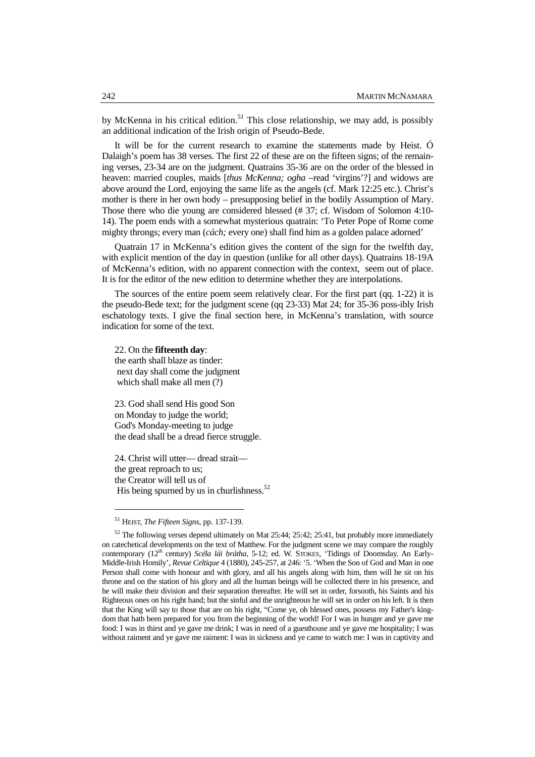by McKenna in his critical edition.[51] This close relationship, we may add, is possibly an additional indication of the Irish origin of Pseudo-Bede.

It will be for the current research to examine the statements made by Heist. Ó Dalaigh's poem has 38 verses. The first 22 of these are on the fifteen signs; of the remaining verses, 23-34 are on the judgment. Quatrains 35-36 are on the order of the blessed in heaven: married couples, maids [*thus McKenna; ogha* –read 'virgins'?] and widows are above around the Lord, enjoying the same life as the angels (cf. Mark 12:25 etc.). Christ's mother is there in her own body – presupposing belief in the bodily Assumption of Mary. Those there who die young are considered blessed (# 37; cf. Wisdom of Solomon 4:10-14). The poem ends with a somewhat mysterious quatrain: 'To Peter Pope of Rome come mighty throngs; every man (*cách;* every one) shall find him as a golden palace adorned'

Quatrain 17 in McKenna's edition gives the content of the sign for the twelfth day, with explicit mention of the day in question (unlike for all other days). Quatrains 18-19A of McKenna's edition, with no apparent connection with the context, seem out of place. It is for the editor of the new edition to determine whether they are interpolations.

The sources of the entire poem seem relatively clear. For the first part (qq. 1-22) it is the pseudo-Bede text; for the judgment scene (qq 23-33) Mat 24; for 35-36 poss-ibly Irish eschatology texts. I give the final section here, in McKenna's translation, with source indication for some of the text.

22. On the **fifteenth day**:
the earth shall blaze as tinder:
next day shall come the judgment
which shall make all men (?)

23. God shall send His good Son
on Monday to judge the world;
God's Monday-meeting to judge
the dead shall be a dread fierce struggle.

24. Christ will utter— dread strait—
the great reproach to us;
the Creator will tell us of
His being spurned by us in churlishness.[52]

---

[51] HEIST, *The Fifteen Signs*, pp. 137-139.

[52] The following verses depend ultimately on Mat 25:44; 25:42; 25:41, but probably more immediately on catechetical developments on the text of Matthew. For the judgment scene we may compare the roughly contemporary (12th century) *Scéla lái brátha*, 5-12; ed. W. STOKES, 'Tidings of Doomsday. An Early-Middle-Irish Homily', *Revue Celtique* 4 (1880), 245-257, at 246: '5. 'When the Son of God and Man in one Person shall come with honour and with glory, and all his angels along with him, then will he sit on his throne and on the station of his glory and all the human beings will be collected there in his presence, and he will make their division and their separation thereafter. He will set in order, forsooth, his Saints and his Righteous ones on his right hand; but the sinful and the unrighteous he will set in order on his left. It is then that the King will say to those that are on his right, "Come ye, oh blessed ones, possess my Father's kingdom that hath been prepared for you from the beginning of the world! For I was in hunger and ye gave me food: I was in thirst and ye gave me drink; I was in need of a guesthouse and ye gave me hospitality; I was without raiment and ye gave me raiment: I was in sickness and ye came to watch me: I was in captivity and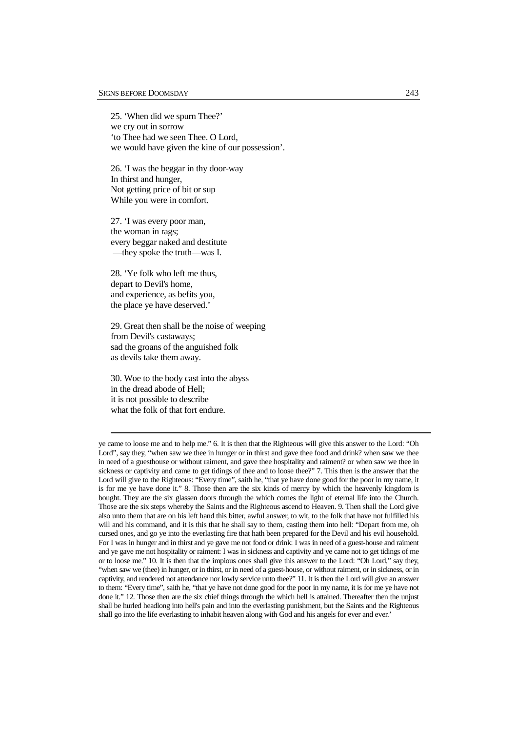25. 'When did we spurn Thee?'  
we cry out in sorrow  
'to Thee had we seen Thee. O Lord,  
we would have given the kine of our possession'.

26. 'I was the beggar in thy door-way  
In thirst and hunger,  
Not getting price of bit or sup  
While you were in comfort.

27. 'I was every poor man,  
the woman in rags;  
every beggar naked and destitute  
—they spoke the truth—was I.

28. 'Ye folk who left me thus,  
depart to Devil's home,  
and experience, as befits you,  
the place ye have deserved.'

29. Great then shall be the noise of weeping  
from Devil's castaways;  
sad the groans of the anguished folk  
as devils take them away.

30. Woe to the body cast into the abyss  
in the dread abode of Hell;  
it is not possible to describe  
what the folk of that fort endure.

---

ye came to loose me and to help me." 6. It is then that the Righteous will give this answer to the Lord: "Oh Lord", say they, "when saw we thee in hunger or in thirst and gave thee food and drink? when saw we thee in need of a guesthouse or without raiment, and gave thee hospitality and raiment? or when saw we thee in sickness or captivity and came to get tidings of thee and to loose thee?" 7. This then is the answer that the Lord will give to the Righteous: "Every time", saith he, "that ye have done good for the poor in my name, it is for me ye have done it." 8. Those then are the six kinds of mercy by which the heavenly kingdom is bought. They are the six glassen doors through the which comes the light of eternal life into the Church. Those are the six steps whereby the Saints and the Righteous ascend to Heaven. 9. Then shall the Lord give also unto them that are on his left hand this bitter, awful answer, to wit, to the folk that have not fulfilled his will and his command, and it is this that he shall say to them, casting them into hell: "Depart from me, oh cursed ones, and go ye into the everlasting fire that hath been prepared for the Devil and his evil household. For I was in hunger and in thirst and ye gave me not food or drink: I was in need of a guest-house and raiment and ye gave me not hospitality or raiment: I was in sickness and captivity and ye came not to get tidings of me or to loose me." 10. It is then that the impious ones shall give this answer to the Lord: "Oh Lord," say they, "when saw we (thee) in hunger, or in thirst, or in need of a guest-house, or without raiment, or in sickness, or in captivity, and rendered not attendance nor lowly service unto thee?" 11. It is then the Lord will give an answer to them: "Every time", saith he, "that ye have not done good for the poor in my name, it is for me ye have not done it." 12. Those then are the six chief things through the which hell is attained. Thereafter then the unjust shall be hurled headlong into hell's pain and into the everlasting punishment, but the Saints and the Righteous shall go into the life everlasting to inhabit heaven along with God and his angels for ever and ever.'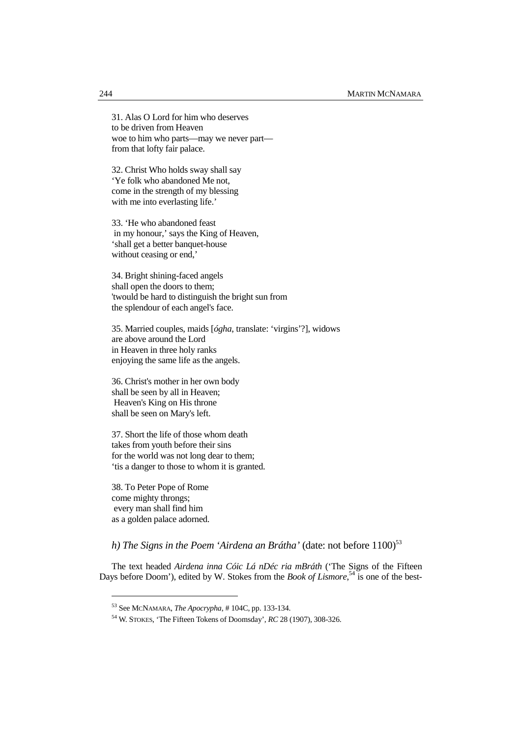31. Alas O Lord for him who deserves
to be driven from Heaven
woe to him who parts—may we never part—
from that lofty fair palace.

32. Christ Who holds sway shall say
'Ye folk who abandoned Me not,
come in the strength of my blessing
with me into everlasting life.'

33. 'He who abandoned feast
in my honour,' says the King of Heaven,
'shall get a better banquet-house
without ceasing or end,'

34. Bright shining-faced angels
shall open the doors to them;
'twould be hard to distinguish the bright sun from
the splendour of each angel's face.

35. Married couples, maids [*ógha*, translate: 'virgins'?], widows
are above around the Lord
in Heaven in three holy ranks
enjoying the same life as the angels.

36. Christ's mother in her own body
shall be seen by all in Heaven;
Heaven's King on His throne
shall be seen on Mary's left.

37. Short the life of those whom death
takes from youth before their sins
for the world was not long dear to them;
'tis a danger to those to whom it is granted.

38. To Peter Pope of Rome
come mighty throngs;
every man shall find him
as a golden palace adorned.

### *h) The Signs in the Poem 'Airdena an Brátha'* (date: not before 1100)[53]

The text headed *Airdena inna Cóic Lá nDéc ria mBráth* ('The Signs of the Fifteen Days before Doom'), edited by W. Stokes from the *Book of Lismore*,[54] is one of the best-

[53] See McNamara, *The Apocrypha*, # 104C, pp. 133-134.

[54] W. Stokes, 'The Fifteen Tokens of Doomsday', *RC* 28 (1907), 308-326.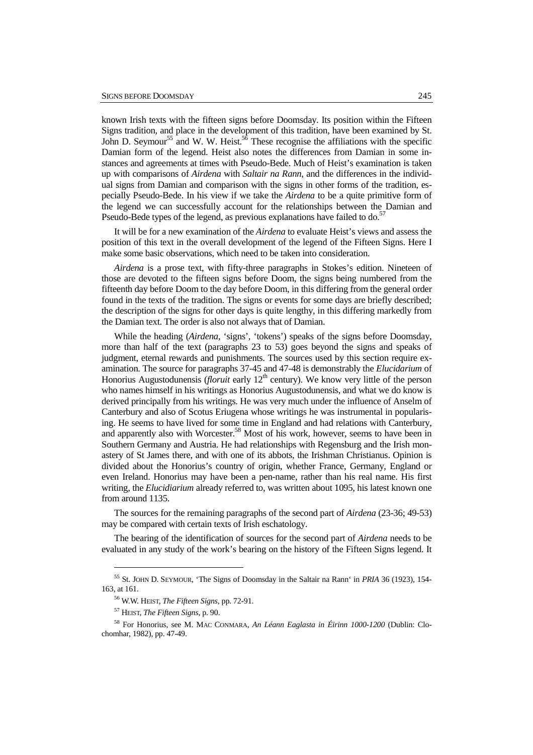known Irish texts with the fifteen signs before Doomsday. Its position within the Fifteen Signs tradition, and place in the development of this tradition, have been examined by St. John D. Seymour[55] and W. W. Heist.[56] These recognise the affiliations with the specific Damian form of the legend. Heist also notes the differences from Damian in some instances and agreements at times with Pseudo-Bede. Much of Heist's examination is taken up with comparisons of *Airdena* with *Saltair na Rann*, and the differences in the individual signs from Damian and comparison with the signs in other forms of the tradition, especially Pseudo-Bede. In his view if we take the *Airdena* to be a quite primitive form of the legend we can successfully account for the relationships between the Damian and Pseudo-Bede types of the legend, as previous explanations have failed to do.[57]

It will be for a new examination of the *Airdena* to evaluate Heist's views and assess the position of this text in the overall development of the legend of the Fifteen Signs. Here I make some basic observations, which need to be taken into consideration.

*Airdena* is a prose text, with fifty-three paragraphs in Stokes's edition. Nineteen of those are devoted to the fifteen signs before Doom, the signs being numbered from the fifteenth day before Doom to the day before Doom, in this differing from the general order found in the texts of the tradition. The signs or events for some days are briefly described; the description of the signs for other days is quite lengthy, in this differing markedly from the Damian text. The order is also not always that of Damian.

While the heading (*Airdena*, 'signs', 'tokens') speaks of the signs before Doomsday, more than half of the text (paragraphs 23 to 53) goes beyond the signs and speaks of judgment, eternal rewards and punishments. The sources used by this section require examination. The source for paragraphs 37-45 and 47-48 is demonstrably the *Elucidarium* of Honorius Augustodunensis (*floruit* early 12th century). We know very little of the person who names himself in his writings as Honorius Augustodunensis, and what we do know is derived principally from his writings. He was very much under the influence of Anselm of Canterbury and also of Scotus Eriugena whose writings he was instrumental in popularising. He seems to have lived for some time in England and had relations with Canterbury, and apparently also with Worcester.[58] Most of his work, however, seems to have been in Southern Germany and Austria. He had relationships with Regensburg and the Irish monastery of St James there, and with one of its abbots, the Irishman Christianus. Opinion is divided about the Honorius's country of origin, whether France, Germany, England or even Ireland. Honorius may have been a pen-name, rather than his real name. His first writing, the *Elucidiarium* already referred to, was written about 1095, his latest known one from around 1135.

The sources for the remaining paragraphs of the second part of *Airdena* (23-36; 49-53) may be compared with certain texts of Irish eschatology.

The bearing of the identification of sources for the second part of *Airdena* needs to be evaluated in any study of the work's bearing on the history of the Fifteen Signs legend. It

---

[55] St. JOHN D. SEYMOUR, 'The Signs of Doomsday in the Saltair na Rann' in *PRIA* 36 (1923), 154-163, at 161.

[56] W.W. HEIST, *The Fifteen Signs*, pp. 72-91.

[57] HEIST, *The Fifteen Signs*, p. 90.

[58] For Honorius, see M. MAC CONMARA, *An Léann Eaglasta in Éirinn 1000-1200* (Dublin: Clochomhar, 1982), pp. 47-49.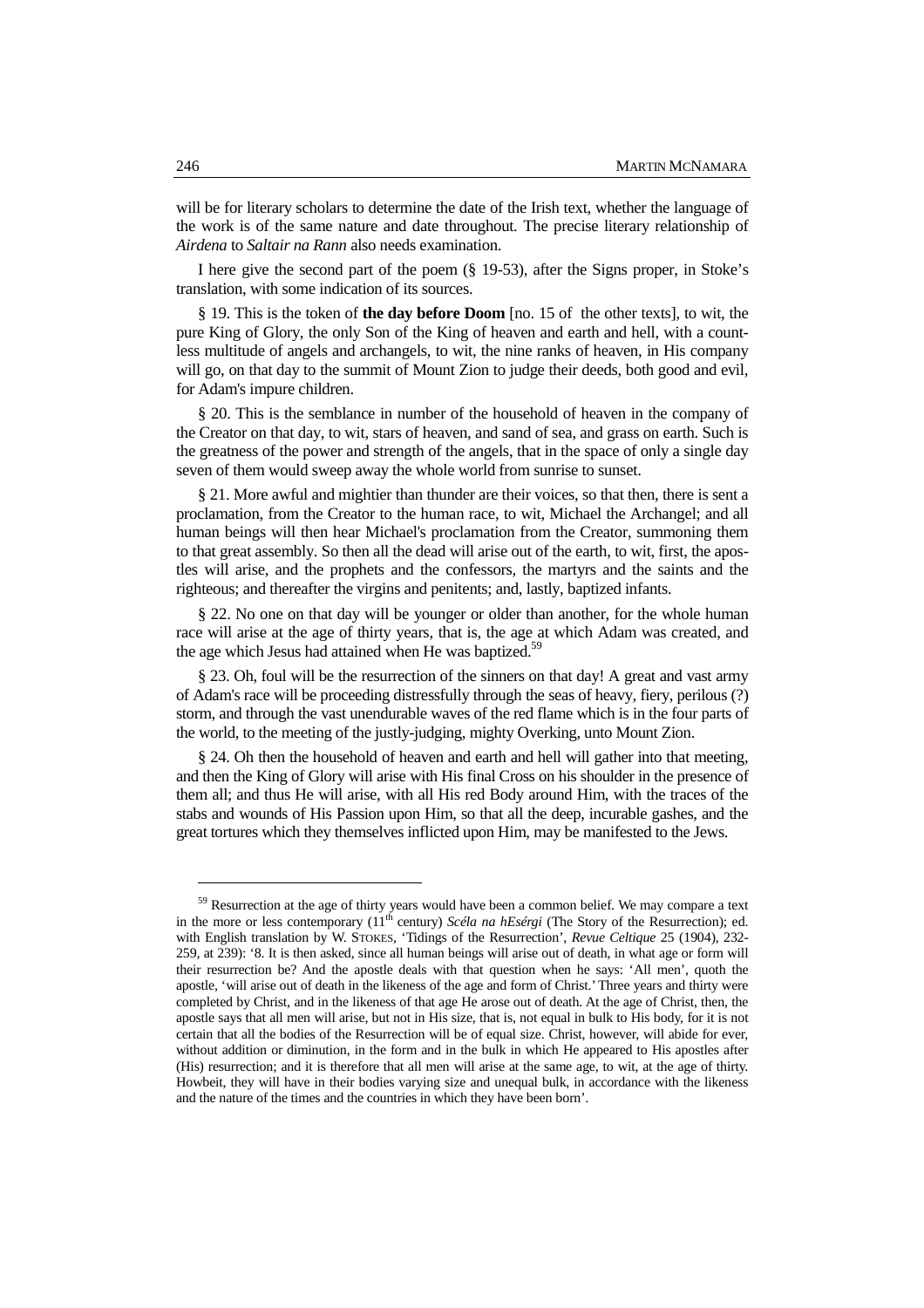will be for literary scholars to determine the date of the Irish text, whether the language of the work is of the same nature and date throughout. The precise literary relationship of *Airdena* to *Saltair na Rann* also needs examination.

I here give the second part of the poem (§ 19-53), after the Signs proper, in Stoke's translation, with some indication of its sources.

§ 19. This is the token of **the day before Doom** [no. 15 of the other texts], to wit, the pure King of Glory, the only Son of the King of heaven and earth and hell, with a countless multitude of angels and archangels, to wit, the nine ranks of heaven, in His company will go, on that day to the summit of Mount Zion to judge their deeds, both good and evil, for Adam's impure children.

§ 20. This is the semblance in number of the household of heaven in the company of the Creator on that day, to wit, stars of heaven, and sand of sea, and grass on earth. Such is the greatness of the power and strength of the angels, that in the space of only a single day seven of them would sweep away the whole world from sunrise to sunset.

§ 21. More awful and mightier than thunder are their voices, so that then, there is sent a proclamation, from the Creator to the human race, to wit, Michael the Archangel; and all human beings will then hear Michael's proclamation from the Creator, summoning them to that great assembly. So then all the dead will arise out of the earth, to wit, first, the apostles will arise, and the prophets and the confessors, the martyrs and the saints and the righteous; and thereafter the virgins and penitents; and, lastly, baptized infants.

§ 22. No one on that day will be younger or older than another, for the whole human race will arise at the age of thirty years, that is, the age at which Adam was created, and the age which Jesus had attained when He was baptized.[59]

§ 23. Oh, foul will be the resurrection of the sinners on that day! A great and vast army of Adam's race will be proceeding distressfully through the seas of heavy, fiery, perilous (?) storm, and through the vast unendurable waves of the red flame which is in the four parts of the world, to the meeting of the justly-judging, mighty Overking, unto Mount Zion.

§ 24. Oh then the household of heaven and earth and hell will gather into that meeting, and then the King of Glory will arise with His final Cross on his shoulder in the presence of them all; and thus He will arise, with all His red Body around Him, with the traces of the stabs and wounds of His Passion upon Him, so that all the deep, incurable gashes, and the great tortures which they themselves inflicted upon Him, may be manifested to the Jews.

---

[59] Resurrection at the age of thirty years would have been a common belief. We may compare a text in the more or less contemporary (11th century) *Scéla na hEsérgi* (The Story of the Resurrection); ed. with English translation by W. STOKES, 'Tidings of the Resurrection', *Revue Celtique* 25 (1904), 232-259, at 239): '8. It is then asked, since all human beings will arise out of death, in what age or form will their resurrection be? And the apostle deals with that question when he says: 'All men', quoth the apostle, 'will arise out of death in the likeness of the age and form of Christ.' Three years and thirty were completed by Christ, and in the likeness of that age He arose out of death. At the age of Christ, then, the apostle says that all men will arise, but not in His size, that is, not equal in bulk to His body, for it is not certain that all the bodies of the Resurrection will be of equal size. Christ, however, will abide for ever, without addition or diminution, in the form and in the bulk in which He appeared to His apostles after (His) resurrection; and it is therefore that all men will arise at the same age, to wit, at the age of thirty. Howbeit, they will have in their bodies varying size and unequal bulk, in accordance with the likeness and the nature of the times and the countries in which they have been born'.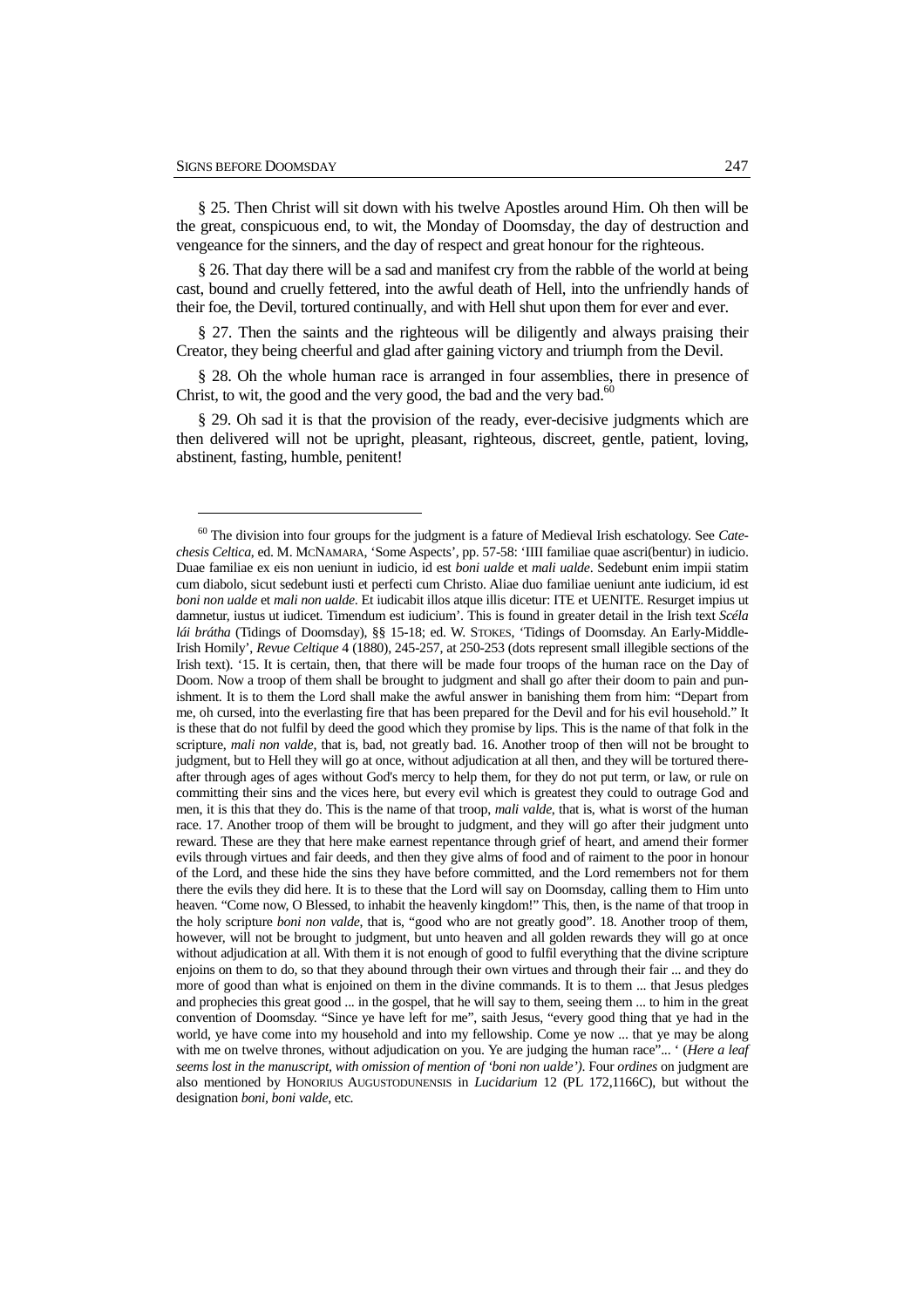§ 25. Then Christ will sit down with his twelve Apostles around Him. Oh then will be the great, conspicuous end, to wit, the Monday of Doomsday, the day of destruction and vengeance for the sinners, and the day of respect and great honour for the righteous.

§ 26. That day there will be a sad and manifest cry from the rabble of the world at being cast, bound and cruelly fettered, into the awful death of Hell, into the unfriendly hands of their foe, the Devil, tortured continually, and with Hell shut upon them for ever and ever.

§ 27. Then the saints and the righteous will be diligently and always praising their Creator, they being cheerful and glad after gaining victory and triumph from the Devil.

§ 28. Oh the whole human race is arranged in four assemblies, there in presence of Christ, to wit, the good and the very good, the bad and the very bad.[60]

§ 29. Oh sad it is that the provision of the ready, ever-decisive judgments which are then delivered will not be upright, pleasant, righteous, discreet, gentle, patient, loving, abstinent, fasting, humble, penitent!

---

[60] The division into four groups for the judgment is a fature of Medieval Irish eschatology. See *Catechesis Celtica*, ed. M. MCNAMARA, 'Some Aspects', pp. 57-58: 'IIII familiae quae ascri(bentur) in iudicio. Duae familiae ex eis non ueniunt in iudicio, id est *boni ualde* et *mali ualde*. Sedebunt enim impii statim cum diabolo, sicut sedebunt iusti et perfecti cum Christo. Aliae duo familiae ueniunt ante iudicium, id est *boni non ualde* et *mali non ualde*. Et iudicabit illos atque illis dicetur: ITE et UENITE. Resurget impius ut damnetur, iustus ut iudicet. Timendum est iudicium'. This is found in greater detail in the Irish text *Scéla lái brátha* (Tidings of Doomsday), §§ 15-18; ed. W. STOKES, 'Tidings of Doomsday. An Early-Middle-Irish Homily', *Revue Celtique* 4 (1880), 245-257, at 250-253 (dots represent small illegible sections of the Irish text). '15. It is certain, then, that there will be made four troops of the human race on the Day of Doom. Now a troop of them shall be brought to judgment and shall go after their doom to pain and punishment. It is to them the Lord shall make the awful answer in banishing them from him: "Depart from me, oh cursed, into the everlasting fire that has been prepared for the Devil and for his evil household." It is these that do not fulfil by deed the good which they promise by lips. This is the name of that folk in the scripture, *mali non valde*, that is, bad, not greatly bad. 16. Another troop of then will not be brought to judgment, but to Hell they will go at once, without adjudication at all then, and they will be tortured thereafter through ages of ages without God's mercy to help them, for they do not put term, or law, or rule on committing their sins and the vices here, but every evil which is greatest they could to outrage God and men, it is this that they do. This is the name of that troop, *mali valde*, that is, what is worst of the human race. 17. Another troop of them will be brought to judgment, and they will go after their judgment unto reward. These are they that here make earnest repentance through grief of heart, and amend their former evils through virtues and fair deeds, and then they give alms of food and of raiment to the poor in honour of the Lord, and these hide the sins they have before committed, and the Lord remembers not for them there the evils they did here. It is to these that the Lord will say on Doomsday, calling them to Him unto heaven. "Come now, O Blessed, to inhabit the heavenly kingdom!" This, then, is the name of that troop in the holy scripture *boni non valde*, that is, "good who are not greatly good". 18. Another troop of them, however, will not be brought to judgment, but unto heaven and all golden rewards they will go at once without adjudication at all. With them it is not enough of good to fulfil everything that the divine scripture enjoins on them to do, so that they abound through their own virtues and through their fair ... and they do more of good than what is enjoined on them in the divine commands. It is to them ... that Jesus pledges and prophecies this great good ... in the gospel, that he will say to them, seeing them ... to him in the great convention of Doomsday. "Since ye have left for me", saith Jesus, "every good thing that ye had in the world, ye have come into my household and into my fellowship. Come ye now ... that ye may be along with me on twelve thrones, without adjudication on you. Ye are judging the human race"... ' (*Here a leaf seems lost in the manuscript, with omission of mention of 'boni non ualde')*. Four *ordines* on judgment are also mentioned by HONORIUS AUGUSTODUNENSIS in *Lucidarium* 12 (PL 172,1166C), but without the designation *boni*, *boni valde*, etc.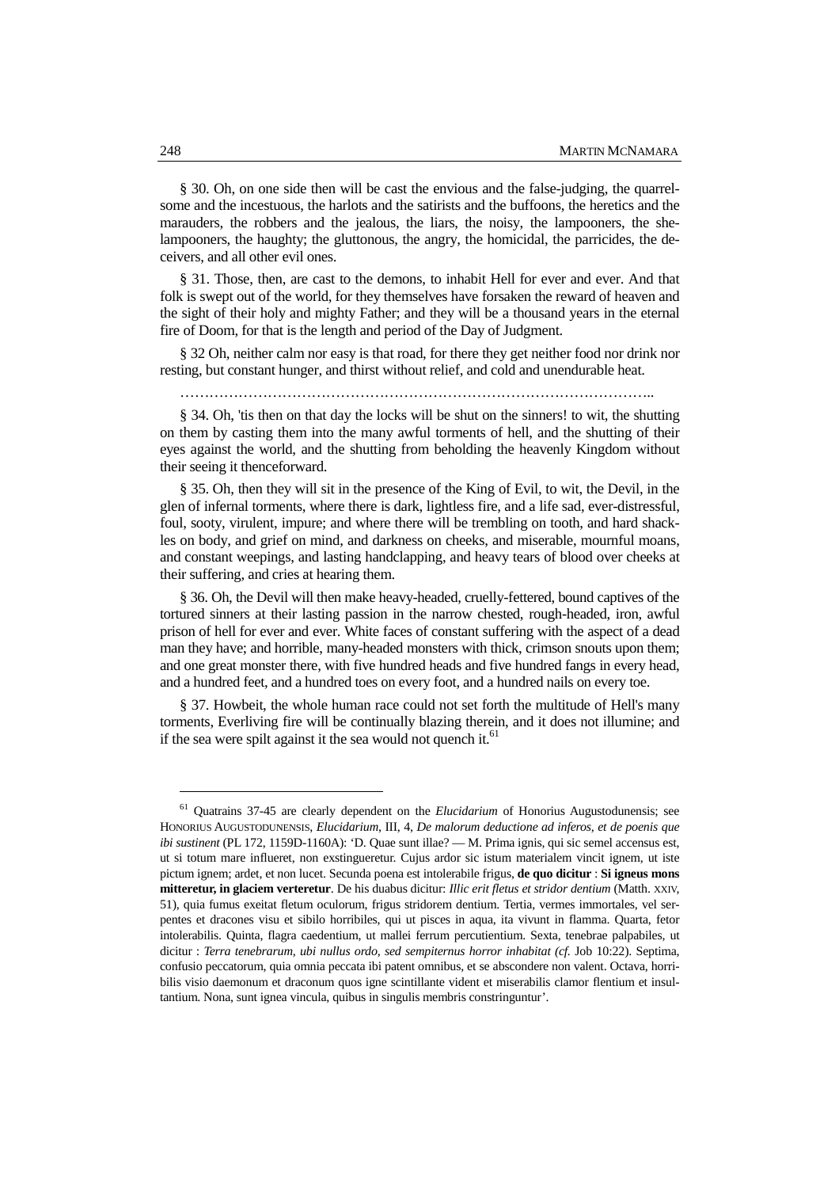§ 30. Oh, on one side then will be cast the envious and the false-judging, the quarrelsome and the incestuous, the harlots and the satirists and the buffoons, the heretics and the marauders, the robbers and the jealous, the liars, the noisy, the lampooners, the she-lampooners, the haughty; the gluttonous, the angry, the homicidal, the parricides, the deceivers, and all other evil ones.

§ 31. Those, then, are cast to the demons, to inhabit Hell for ever and ever. And that folk is swept out of the world, for they themselves have forsaken the reward of heaven and the sight of their holy and mighty Father; and they will be a thousand years in the eternal fire of Doom, for that is the length and period of the Day of Judgment.

§ 32 Oh, neither calm nor easy is that road, for there they get neither food nor drink nor resting, but constant hunger, and thirst without relief, and cold and unendurable heat.

……………………………………………………………………………………..

§ 34. Oh, 'tis then on that day the locks will be shut on the sinners! to wit, the shutting on them by casting them into the many awful torments of hell, and the shutting of their eyes against the world, and the shutting from beholding the heavenly Kingdom without their seeing it thenceforward.

§ 35. Oh, then they will sit in the presence of the King of Evil, to wit, the Devil, in the glen of infernal torments, where there is dark, lightless fire, and a life sad, ever-distressful, foul, sooty, virulent, impure; and where there will be trembling on tooth, and hard shackles on body, and grief on mind, and darkness on cheeks, and miserable, mournful moans, and constant weepings, and lasting handclapping, and heavy tears of blood over cheeks at their suffering, and cries at hearing them.

§ 36. Oh, the Devil will then make heavy-headed, cruelly-fettered, bound captives of the tortured sinners at their lasting passion in the narrow chested, rough-headed, iron, awful prison of hell for ever and ever. White faces of constant suffering with the aspect of a dead man they have; and horrible, many-headed monsters with thick, crimson snouts upon them; and one great monster there, with five hundred heads and five hundred fangs in every head, and a hundred feet, and a hundred toes on every foot, and a hundred nails on every toe.

§ 37. Howbeit, the whole human race could not set forth the multitude of Hell's many torments, Everliving fire will be continually blazing therein, and it does not illumine; and if the sea were spilt against it the sea would not quench it.[61]

---

[61] Quatrains 37-45 are clearly dependent on the *Elucidarium* of Honorius Augustodunensis; see HONORIUS AUGUSTODUNENSIS, *Elucidarium*, III, 4, *De malorum deductione ad inferos, et de poenis que ibi sustinent* (PL 172, 1159D-1160A): 'D. Quae sunt illae? — M. Prima ignis, qui sic semel accensus est, ut si totum mare influeret, non exstingueretur. Cujus ardor sic istum materialem vincit ignem, ut iste pictum ignem; ardet, et non lucet. Secunda poena est intolerabile frigus, **de quo dicitur** : **Si igneus mons mitteretur, in glaciem verteretur**. De his duabus dicitur: *Illic erit fletus et stridor dentium* (Matth. XXIV, 51), quia fumus exeitat fletum oculorum, frigus stridorem dentium. Tertia, vermes immortales, vel serpentes et dracones visu et sibilo horribiles, qui ut pisces in aqua, ita vivunt in flamma. Quarta, fetor intolerabilis. Quinta, flagra caedentium, ut mallei ferrum percutientium. Sexta, tenebrae palpabiles, ut dicitur : *Terra tenebrarum, ubi nullus ordo, sed sempiternus horror inhabitat (cf.* Job 10:22). Septima, confusio peccatorum, quia omnia peccata ibi patent omnibus, et se abscondere non valent. Octava, horribilis visio daemonum et draconum quos igne scintillante vident et miserabilis clamor flentium et insultantium. Nona, sunt ignea vincula, quibus in singulis membris constringuntur'.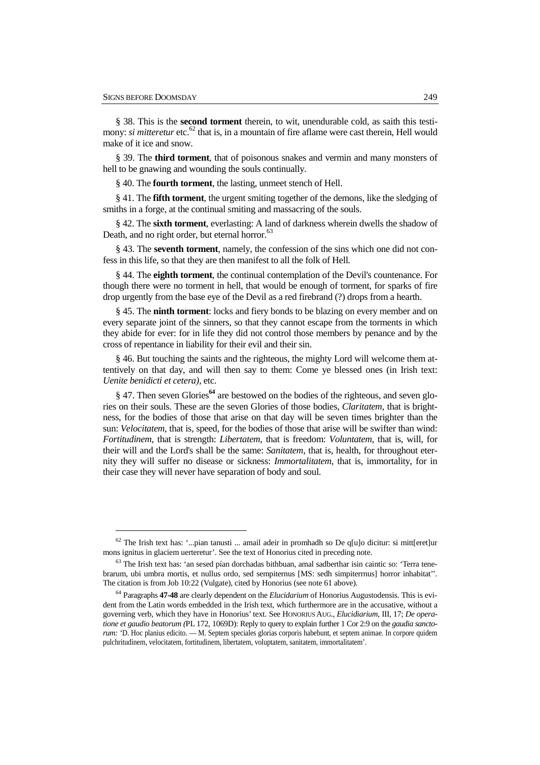§ 38. This is the **second torment** therein, to wit, unendurable cold, as saith this testimony: *si mitteretur* etc.[62] that is, in a mountain of fire aflame were cast therein, Hell would make of it ice and snow.

§ 39. The **third torment**, that of poisonous snakes and vermin and many monsters of hell to be gnawing and wounding the souls continually.

§ 40. The **fourth torment**, the lasting, unmeet stench of Hell.

§ 41. The **fifth torment**, the urgent smiting together of the demons, like the sledging of smiths in a forge, at the continual smiting and massacring of the souls.

§ 42. The **sixth torment**, everlasting: A land of darkness wherein dwells the shadow of Death, and no right order, but eternal horror.[63]

§ 43. The **seventh torment**, namely, the confession of the sins which one did not confess in this life, so that they are then manifest to all the folk of Hell.

§ 44. The **eighth torment**, the continual contemplation of the Devil's countenance. For though there were no torment in hell, that would be enough of torment, for sparks of fire drop urgently from the base eye of the Devil as a red firebrand (?) drops from a hearth.

§ 45. The **ninth torment**: locks and fiery bonds to be blazing on every member and on every separate joint of the sinners, so that they cannot escape from the torments in which they abide for ever: for in life they did not control those members by penance and by the cross of repentance in liability for their evil and their sin.

§ 46. But touching the saints and the righteous, the mighty Lord will welcome them attentively on that day, and will then say to them: Come ye blessed ones (in Irish text: *Uenite benidicti et cetera)*, etc.

§ 47. Then seven Glories[64] are bestowed on the bodies of the righteous, and seven glories on their souls. These are the seven Glories of those bodies, *Claritatem*, that is brightness, for the bodies of those that arise on that day will be seven times brighter than the sun: *Velocitatem*, that is, speed, for the bodies of those that arise will be swifter than wind: *Fortitudinem*, that is strength: *Libertatem*, that is freedom: *Voluntatem*, that is, will, for their will and the Lord's shall be the same: *Sanitatem*, that is, health, for throughout eternity they will suffer no disease or sickness: *Immortalitatem*, that is, immortality, for in their case they will never have separation of body and soul.

---

[62] The Irish text has: '...pian tanusti ... amail adeir in promhadh so De q[u]o dicitur: si mitt[eret]ur mons ignitus in glaciem uerteretur'. See the text of Honorius cited in preceding note.

[63] The Irish text has: 'an sesed pían dorchadas bithbuan, amal sadberthar isin caintic so: 'Terra tenebrarum, ubi umbra mortis, et nullus ordo, sed sempiternus [MS: sedh simpiterrnus] horror inhabitat''. The citation is from Job 10:22 (Vulgate), cited by Honorius (see note 61 above).

[64] Paragraphs **47-48** are clearly dependent on the *Elucidarium* of Honorius Augustodensis. This is evident from the Latin words embedded in the Irish text, which furthermore are in the accusative, without a governing verb, which they have in Honorius' text. See HONORIUS AUG., *Elucidiarium*, III, 17; *De operatione et gaudio beatorum (*PL 172, 1069D): Reply to query to explain further 1 Cor 2:9 on the *gaudia sanctorum:* 'D. Hoc planius edicito. — M. Septem speciales glorias corporis habebunt, et septem animae. In corpore quidem pulchritudinem, velocitatem, fortitudinem, libertatem, voluptatem, sanitatem, immortalitatem'.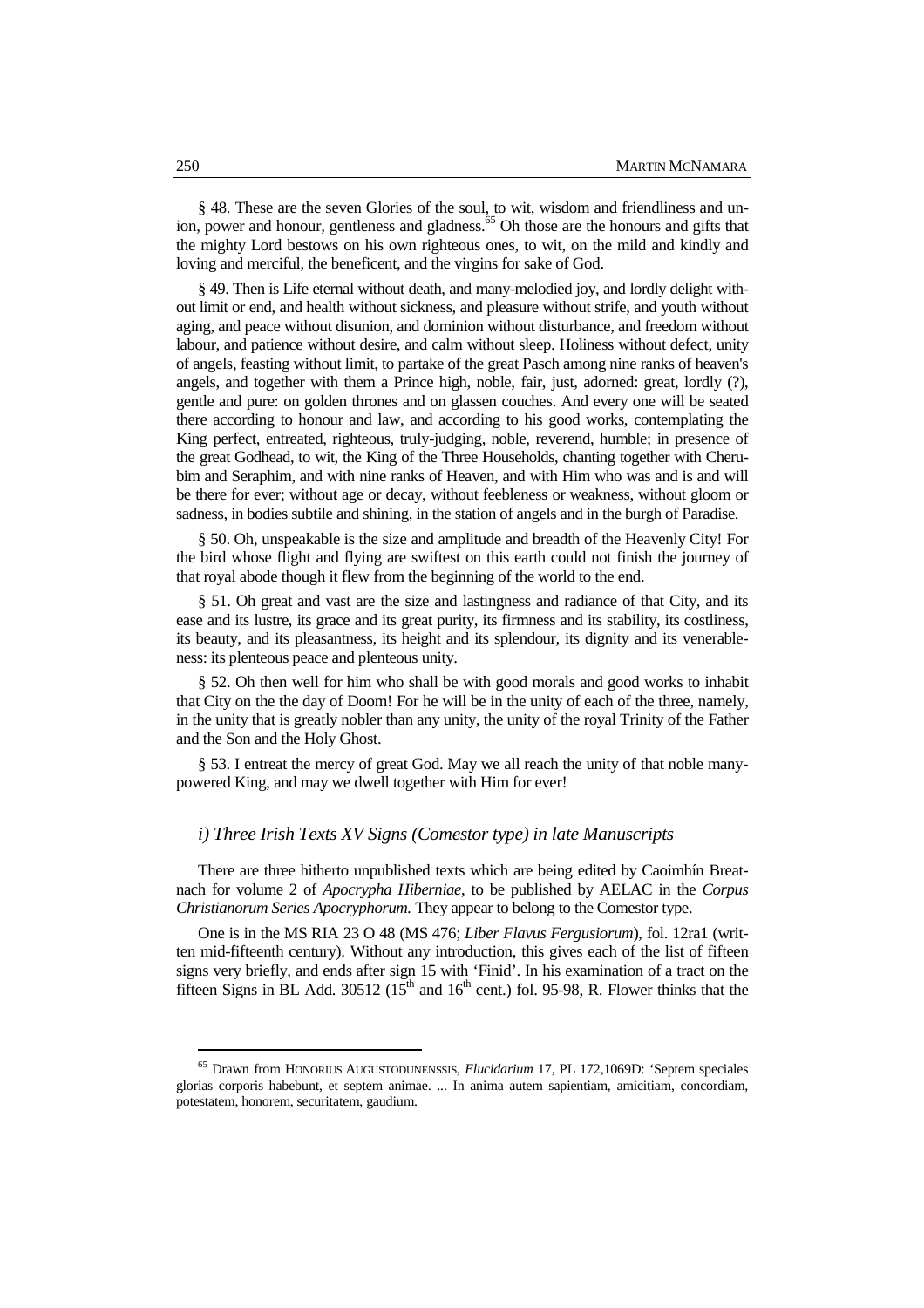§ 48. These are the seven Glories of the soul, to wit, wisdom and friendliness and union, power and honour, gentleness and gladness.[65] Oh those are the honours and gifts that the mighty Lord bestows on his own righteous ones, to wit, on the mild and kindly and loving and merciful, the beneficent, and the virgins for sake of God.

§ 49. Then is Life eternal without death, and many-melodied joy, and lordly delight without limit or end, and health without sickness, and pleasure without strife, and youth without aging, and peace without disunion, and dominion without disturbance, and freedom without labour, and patience without desire, and calm without sleep. Holiness without defect, unity of angels, feasting without limit, to partake of the great Pasch among nine ranks of heaven's angels, and together with them a Prince high, noble, fair, just, adorned: great, lordly (?), gentle and pure: on golden thrones and on glassen couches. And every one will be seated there according to honour and law, and according to his good works, contemplating the King perfect, entreated, righteous, truly-judging, noble, reverend, humble; in presence of the great Godhead, to wit, the King of the Three Households, chanting together with Cherubim and Seraphim, and with nine ranks of Heaven, and with Him who was and is and will be there for ever; without age or decay, without feebleness or weakness, without gloom or sadness, in bodies subtile and shining, in the station of angels and in the burgh of Paradise.

§ 50. Oh, unspeakable is the size and amplitude and breadth of the Heavenly City! For the bird whose flight and flying are swiftest on this earth could not finish the journey of that royal abode though it flew from the beginning of the world to the end.

§ 51. Oh great and vast are the size and lastingness and radiance of that City, and its ease and its lustre, its grace and its great purity, its firmness and its stability, its costliness, its beauty, and its pleasantness, its height and its splendour, its dignity and its venerableness: its plenteous peace and plenteous unity.

§ 52. Oh then well for him who shall be with good morals and good works to inhabit that City on the the day of Doom! For he will be in the unity of each of the three, namely, in the unity that is greatly nobler than any unity, the unity of the royal Trinity of the Father and the Son and the Holy Ghost.

§ 53. I entreat the mercy of great God. May we all reach the unity of that noble many-powered King, and may we dwell together with Him for ever!

### *i) Three Irish Texts XV Signs (Comestor type) in late Manuscripts*

There are three hitherto unpublished texts which are being edited by Caoimhín Breatnach for volume 2 of *Apocrypha Hiberniae*, to be published by AELAC in the *Corpus Christianorum Series Apocryphorum.* They appear to belong to the Comestor type.

One is in the MS RIA 23 O 48 (MS 476; *Liber Flavus Fergusiorum*), fol. 12ra1 (written mid-fifteenth century). Without any introduction, this gives each of the list of fifteen signs very briefly, and ends after sign 15 with 'Finid'. In his examination of a tract on the fifteen Signs in BL Add. 30512 ($15^{th}$ and $16^{th}$ cent.) fol. 95-98, R. Flower thinks that the

---

[65] Drawn from Honorius Augustodunenssis, *Elucidarium* 17, PL 172,1069D: 'Septem speciales glorias corporis habebunt, et septem animae. ... In anima autem sapientiam, amicitiam, concordiam, potestatem, honorem, securitatem, gaudium.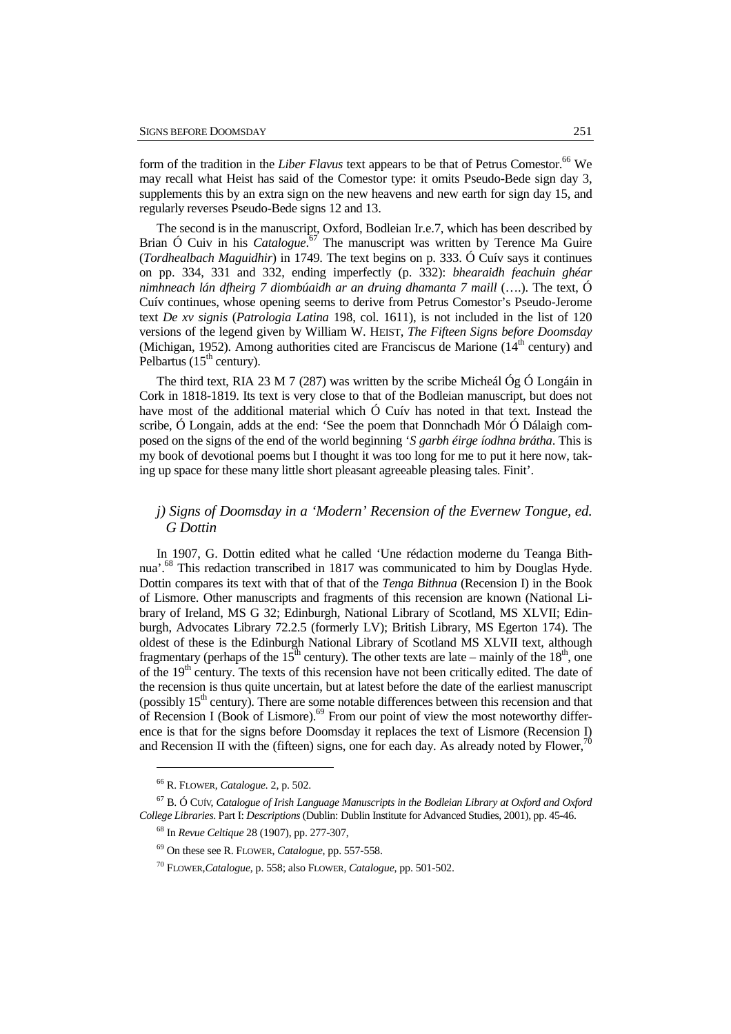form of the tradition in the *Liber Flavus* text appears to be that of Petrus Comestor.[66] We may recall what Heist has said of the Comestor type: it omits Pseudo-Bede sign day 3, supplements this by an extra sign on the new heavens and new earth for sign day 15, and regularly reverses Pseudo-Bede signs 12 and 13.

The second is in the manuscript, Oxford, Bodleian Ir.e.7, which has been described by Brian Ó Cuiv in his *Catalogue*.[67] The manuscript was written by Terence Ma Guire (*Tordhealbach Maguidhir*) in 1749. The text begins on p. 333. Ó Cuív says it continues on pp. 334, 331 and 332, ending imperfectly (p. 332): *bhearaidh feachuin ghéar nimhneach lán dfheirg 7 diombúaidh ar an druing dhamanta 7 maill* (….). The text, Ó Cuív continues, whose opening seems to derive from Petrus Comestor's Pseudo-Jerome text *De xv signis* (*Patrologia Latina* 198, col. 1611), is not included in the list of 120 versions of the legend given by William W. HEIST, *The Fifteen Signs before Doomsday* (Michigan, 1952). Among authorities cited are Franciscus de Marione (14th century) and Pelbartus (15th century).

The third text, RIA 23 M 7 (287) was written by the scribe Micheál Óg Ó Longáin in Cork in 1818-1819. Its text is very close to that of the Bodleian manuscript, but does not have most of the additional material which Ó Cuív has noted in that text. Instead the scribe, Ó Longain, adds at the end: 'See the poem that Donnchadh Mór Ó Dálaigh composed on the signs of the end of the world beginning '*S garbh éirge íodhna brátha*. This is my book of devotional poems but I thought it was too long for me to put it here now, taking up space for these many little short pleasant agreeable pleasing tales. Finit'.

### *j) Signs of Doomsday in a 'Modern' Recension of the Evernew Tongue, ed. G Dottin*

In 1907, G. Dottin edited what he called 'Une rédaction moderne du Teanga Bithnua'.[68] This redaction transcribed in 1817 was communicated to him by Douglas Hyde. Dottin compares its text with that of that of the *Tenga Bithnua* (Recension I) in the Book of Lismore. Other manuscripts and fragments of this recension are known (National Library of Ireland, MS G 32; Edinburgh, National Library of Scotland, MS XLVII; Edinburgh, Advocates Library 72.2.5 (formerly LV); British Library, MS Egerton 174). The oldest of these is the Edinburgh National Library of Scotland MS XLVII text, although fragmentary (perhaps of the 15th century). The other texts are late – mainly of the 18th, one of the 19th century. The texts of this recension have not been critically edited. The date of the recension is thus quite uncertain, but at latest before the date of the earliest manuscript (possibly 15th century). There are some notable differences between this recension and that of Recension I (Book of Lismore).[69] From our point of view the most noteworthy difference is that for the signs before Doomsday it replaces the text of Lismore (Recension I) and Recension II with the (fifteen) signs, one for each day. As already noted by Flower,[70]

---

[66] R. FLOWER, *Catalogue*. 2, p. 502.

[67] B. Ó CUÍV, *Catalogue of Irish Language Manuscripts in the Bodleian Library at Oxford and Oxford College Libraries*. Part I: *Descriptions* (Dublin: Dublin Institute for Advanced Studies, 2001), pp. 45-46.

[68] In *Revue Celtique* 28 (1907), pp. 277-307,

[69] On these see R. FLOWER, *Catalogue*, pp. 557-558.

[70] FLOWER,*Catalogue*, p. 558; also FLOWER, *Catalogue*, pp. 501-502.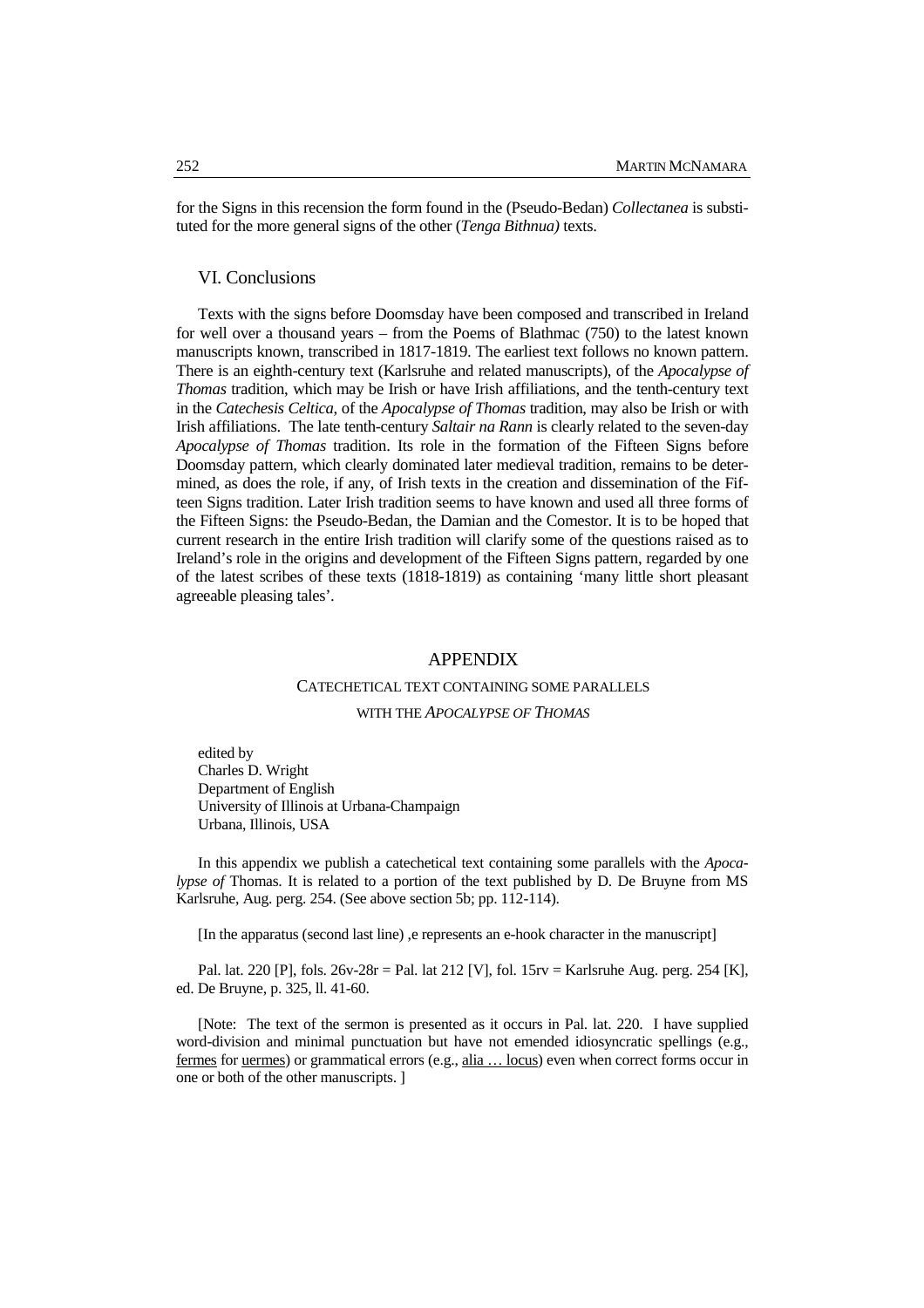for the Signs in this recension the form found in the (Pseudo-Bedan) *Collectanea* is substituted for the more general signs of the other (*Tenga Bithnua)* texts.

## VI. Conclusions

Texts with the signs before Doomsday have been composed and transcribed in Ireland for well over a thousand years – from the Poems of Blathmac (750) to the latest known manuscripts known, transcribed in 1817-1819. The earliest text follows no known pattern. There is an eighth-century text (Karlsruhe and related manuscripts), of the *Apocalypse of Thomas* tradition, which may be Irish or have Irish affiliations, and the tenth-century text in the *Catechesis Celtica*, of the *Apocalypse of Thomas* tradition, may also be Irish or with Irish affiliations. The late tenth-century *Saltair na Rann* is clearly related to the seven-day *Apocalypse of Thomas* tradition. Its role in the formation of the Fifteen Signs before Doomsday pattern, which clearly dominated later medieval tradition, remains to be determined, as does the role, if any, of Irish texts in the creation and dissemination of the Fifteen Signs tradition. Later Irish tradition seems to have known and used all three forms of the Fifteen Signs: the Pseudo-Bedan, the Damian and the Comestor. It is to be hoped that current research in the entire Irish tradition will clarify some of the questions raised as to Ireland's role in the origins and development of the Fifteen Signs pattern, regarded by one of the latest scribes of these texts (1818-1819) as containing 'many little short pleasant agreeable pleasing tales'.

## APPENDIX

### CATECHETICAL TEXT CONTAINING SOME PARALLELS WITH THE *APOCALYPSE OF THOMAS*

edited by
Charles D. Wright
Department of English
University of Illinois at Urbana-Champaign
Urbana, Illinois, USA

In this appendix we publish a catechetical text containing some parallels with the *Apocalypse of* Thomas. It is related to a portion of the text published by D. De Bruyne from MS Karlsruhe, Aug. perg. 254. (See above section 5b; pp. 112-114).

[In the apparatus (second last line) ,e represents an e-hook character in the manuscript]

Pal. lat. 220 [P], fols. 26v-28r = Pal. lat 212 [V], fol. 15rv = Karlsruhe Aug. perg. 254 [K], ed. De Bruyne, p. 325, ll. 41-60.

[Note: The text of the sermon is presented as it occurs in Pal. lat. 220. I have supplied word-division and minimal punctuation but have not emended idiosyncratic spellings (e.g., fermes for uermes) or grammatical errors (e.g., alia … locus) even when correct forms occur in one or both of the other manuscripts. ]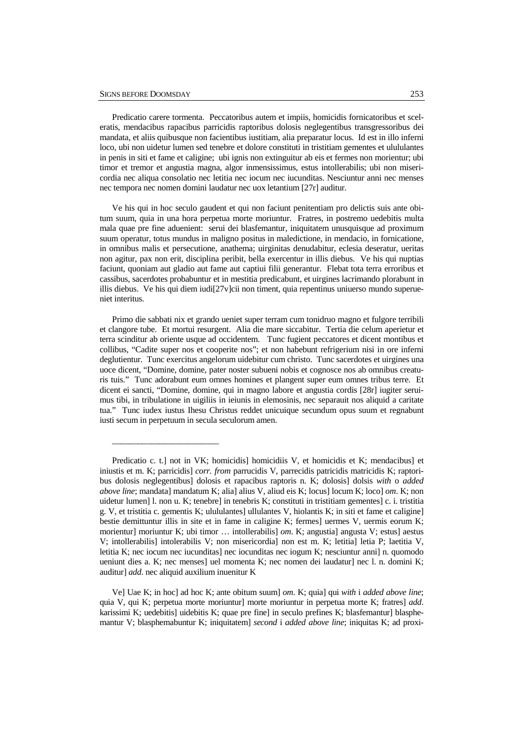Predicatio carere tormenta. Peccatoribus autem et impiis, homicidis fornicatoribus et sceleratis, mendacibus rapacibus parricidis raptoribus dolosis neglegentibus transgressoribus dei mandata, et aliis quibusque non facientibus iustitiam, alia preparatur locus. Id est in illo inferni loco, ubi non uidetur lumen sed tenebre et dolore constituti in tristitiam gementes et ulululantes in penis in siti et fame et caligine; ubi ignis non extinguitur ab eis et fermes non morientur; ubi timor et tremor et angustia magna, algor inmensissimus, estus intollerabilis; ubi non misericordia nec aliqua consolatio nec letitia nec iocum nec iucunditas. Nesciuntur anni nec menses nec tempora nec nomen domini laudatur nec uox letantium [27r] auditur.

Ve his qui in hoc seculo gaudent et qui non faciunt penitentiam pro delictis suis ante obitum suum, quia in una hora perpetua morte moriuntur. Fratres, in postremo uedebitis multa mala quae pre fine aduenient: serui dei blasfemantur, iniquitatem unusquisque ad proximum suum operatur, totus mundus in maligno positus in maledictione, in mendacio, in fornicatione, in omnibus malis et persecutione, anathema; uirginitas denudabitur, eclesia deseratur, ueritas non agitur, pax non erit, disciplina peribit, bella exercentur in illis diebus. Ve his qui nuptias faciunt, quoniam aut gladio aut fame aut captiui filii generantur. Flebat tota terra erroribus et cassibus, sacerdotes probabuntur et in mestitia predicabunt, et uirgines lacrimando plorabunt in illis diebus. Ve his qui diem iudi[27v]cii non timent, quia repentinus uniuerso mundo superueniet interitus.

Primo die sabbati nix et grando ueniet super terram cum tonidruo magno et fulgore terribili et clangore tube. Et mortui resurgent. Alia die mare siccabitur. Tertia die celum aperietur et terra scinditur ab oriente usque ad occidentem. Tunc fugient peccatores et dicent montibus et collibus, "Cadite super nos et cooperite nos"; et non habebunt refrigerium nisi in ore inferni deglutientur. Tunc exercitus angelorum uidebitur cum christo. Tunc sacerdotes et uirgines una uoce dicent, "Domine, domine, pater noster subueni nobis et cognosce nos ab omnibus creaturis tuis." Tunc adorabunt eum omnes homines et plangent super eum omnes tribus terre. Et dicent ei sancti, "Domine, domine, qui in magno labore et angustia cordis [28r] iugiter seruimus tibi, in tribulatione in uigiliis in ieiunis in elemosinis, nec separauit nos aliquid a caritate tua." Tunc iudex iustus Ihesu Christus reddet unicuique secundum opus suum et regnabunt iusti secum in perpetuum in secula seculorum amen.

---

Predicatio c. t.] not in VK; homicidis] homicidiis V, et homicidis et K; mendacibus] et iniustis et m. K; parricidis] *corr. from* parrucidis V, parrecidis patricidis matricidis K; raptoribus dolosis neglegentibus] dolosis et rapacibus raptoris n. K; dolosis] dolsis *with* o *added above line*; mandata] mandatum K; alia] alius V, aliud eis K; locus] locum K; loco] *om*. K; non uidetur lumen] l. non u. K; tenebre] in tenebris K; constituti in tristitiam gementes] c. i. tristitia g. V, et tristitia c. gementis K; ulululantes] ullulantes V, hiolantis K; in siti et fame et caligine] bestie demittuntur illis in site et in fame in caligine K; fermes] uermes V, uermis eorum K; morientur] moriuntur K; ubi timor … intollerabilis] *om*. K; angustia] angusta V; estus] aestus V; intollerabilis] intolerabilis V; non misericordia] non est m. K; letitia] letia P; laetitia V, letitia K; nec iocum nec iucunditas] nec iocunditas nec iogum K; nesciuntur anni] n. quomodo ueniunt dies a. K; nec menses] uel momenta K; nec nomen dei laudatur] nec l. n. domini K; auditur] *add.* nec aliquid auxilium inuenitur K

Ve] Uae K; in hoc] ad hoc K; ante obitum suum] *om*. K; quia] qui *with* i *added above line*; quia V, qui K; perpetua morte moriuntur] morte moriuntur in perpetua morte K; fratres] *add*. karissimi K; uedebitis] uidebitis K; quae pre fine] in seculo prefines K; blasfemantur] blasphemantur V; blasphemabuntur K; iniquitatem] *second* i *added above line*; iniquitas K; ad proxi-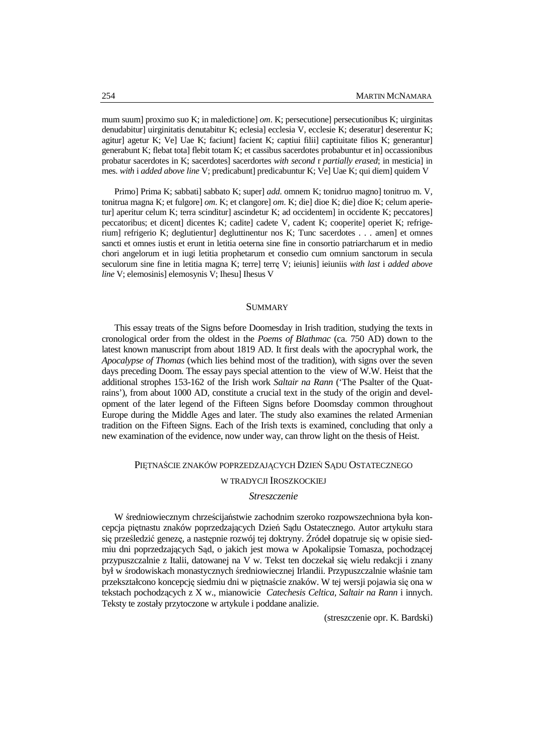mum suum] proximo suo K; in maledictione] *om*. K; persecutione] persecutionibus K; uirginitas denudabitur] uirginitatis denutabitur K; eclesia] ecclesia V, ecclesie K; deseratur] deserentur K; agitur] agetur K; Ve] Uae K; faciunt] facient K; captiui filii] captiuitate filios K; generantur] generabunt K; flebat tota] flebit totam K; et cassibus sacerdotes probabuntur et in] occassionibus probatur sacerdotes in K; sacerdotes] sacerdortes *with second* r *partially erased*; in mesticia] in mes. *with* i *added above line* V; predicabunt] predicabuntur K; Ve] Uae K; qui diem] quidem V

Primo] Prima K; sabbati] sabbato K; super] *add*. omnem K; tonidruo magno] tonitruo m. V, tonitrua magna K; et fulgore] *om*. K; et clangore] *om*. K; die] dioe K; die] dioe K; celum aperietur] aperitur celum K; terra scinditur] ascindetur K; ad occidentem] in occidente K; peccatores] peccatoribus; et dicent] dicentes K; cadite] cadete V, cadent K; cooperite] operiet K; refrigerium] refrigerio K; deglutientur] degluttinentur nos K; Tunc sacerdotes . . . amen] et omnes sancti et omnes iustis et erunt in letitia oeterna sine fine in consortio patriarcharum et in medio chori angelorum et in iugi letitia prophetarum et consedio cum omnium sanctorum in secula seculorum sine fine in letitia magna K; terre] terrę V; ieiunis] ieiuniis *with last* i *added above line* V; elemosinis] elemosynis V; Ihesu] Ihesus V

## SUMMARY

This essay treats of the Signs before Doomesday in Irish tradition, studying the texts in cronological order from the oldest in the *Poems of Blathmac* (ca. 750 AD) down to the latest known manuscript from about 1819 AD. It first deals with the apocryphal work, the *Apocalypse of Thomas* (which lies behind most of the tradition), with signs over the seven days preceding Doom. The essay pays special attention to the view of W.W. Heist that the additional strophes 153-162 of the Irish work *Saltair na Rann* ('The Psalter of the Quatrains'), from about 1000 AD, constitute a crucial text in the study of the origin and development of the later legend of the Fifteen Signs before Doomsday common throughout Europe during the Middle Ages and later. The study also examines the related Armenian tradition on the Fifteen Signs. Each of the Irish texts is examined, concluding that only a new examination of the evidence, now under way, can throw light on the thesis of Heist.

## PIĘTNAŚCIE ZNAKÓW POPRZEDZAJĄCYCH DZIEŃ SĄDU OSTATECZNEGO W TRADYCJI IROSZKOCKIEJ

### *Streszczenie*

W średniowiecznym chrześcijaństwie zachodnim szeroko rozpowszechniona była koncepcja piętnastu znaków poprzedzających Dzień Sądu Ostatecznego. Autor artykułu stara się prześledzić genezę, a następnie rozwój tej doktryny. Źródeł dopatruje się w opisie siedmiu dni poprzedzających Sąd, o jakich jest mowa w Apokalipsie Tomasza, pochodzącej przypuszczalnie z Italii, datowanej na V w. Tekst ten doczekał się wielu redakcji i znany był w środowiskach monastycznych średniowiecznej Irlandii. Przypuszczalnie właśnie tam przekształcono koncepcję siedmiu dni w piętnaście znaków. W tej wersji pojawia się ona w tekstach pochodzących z X w., mianowicie *Catechesis Celtica*, *Saltair na Rann* i innych. Teksty te zostały przytoczone w artykule i poddane analizie.

(streszczenie opr. K. Bardski)